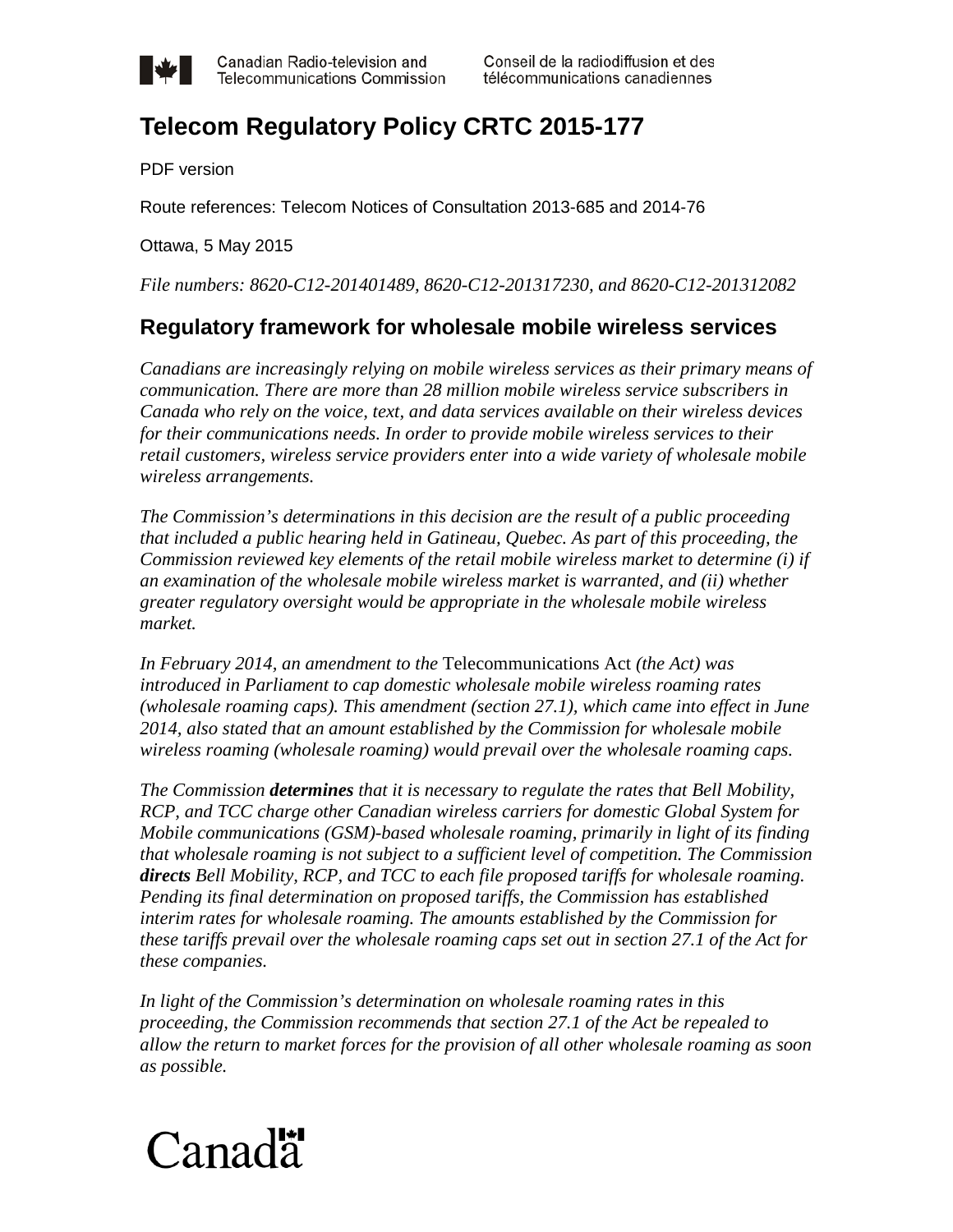Canadian Radio-television and Telecommunications Commission | Conseil de la radiodiffusion et des télécommunications canadiennes

# Telecom Regulatory Policy CRTC 2015-177

PDF version

Route references: Telecom Notices of Consultation 2013-685 and 2014-76

Ottawa, 5 May 2015

*File numbers: 8620-C12-201401489, 8620-C12-201317230, and 8620-C12-201312082*

## Regulatory framework for wholesale mobile wireless services

*Canadians are increasingly relying on mobile wireless services as their primary means of communication. There are more than 28 million mobile wireless service subscribers in Canada who rely on the voice, text, and data services available on their wireless devices for their communications needs. In order to provide mobile wireless services to their retail customers, wireless service providers enter into a wide variety of wholesale mobile wireless arrangements.*

*The Commission's determinations in this decision are the result of a public proceeding that included a public hearing held in Gatineau, Quebec. As part of this proceeding, the Commission reviewed key elements of the retail mobile wireless market to determine (i) if an examination of the wholesale mobile wireless market is warranted, and (ii) whether greater regulatory oversight would be appropriate in the wholesale mobile wireless market.*

*In February 2014, an amendment to the* Telecommunications Act *(the Act) was introduced in Parliament to cap domestic wholesale mobile wireless roaming rates (wholesale roaming caps). This amendment (section 27.1), which came into effect in June 2014, also stated that an amount established by the Commission for wholesale mobile wireless roaming (wholesale roaming) would prevail over the wholesale roaming caps.*

*The Commission* ***determines*** *that it is necessary to regulate the rates that Bell Mobility, RCP, and TCC charge other Canadian wireless carriers for domestic Global System for Mobile communications (GSM)-based wholesale roaming, primarily in light of its finding that wholesale roaming is not subject to a sufficient level of competition. The Commission* ***directs*** *Bell Mobility, RCP, and TCC to each file proposed tariffs for wholesale roaming. Pending its final determination on proposed tariffs, the Commission has established interim rates for wholesale roaming. The amounts established by the Commission for these tariffs prevail over the wholesale roaming caps set out in section 27.1 of the Act for these companies.*

*In light of the Commission's determination on wholesale roaming rates in this proceeding, the Commission recommends that section 27.1 of the Act be repealed to allow the return to market forces for the provision of all other wholesale roaming as soon as possible.*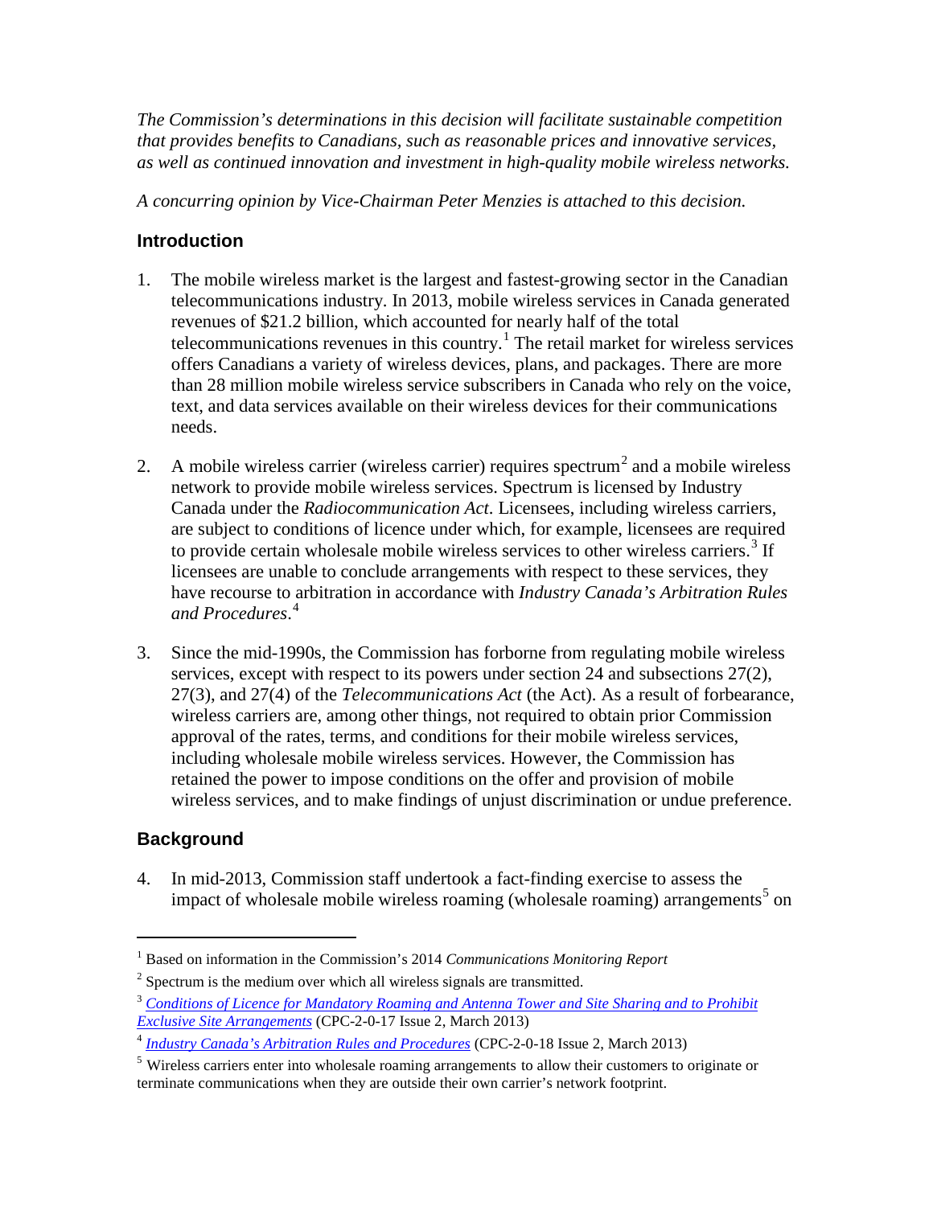*The Commission's determinations in this decision will facilitate sustainable competition that provides benefits to Canadians, such as reasonable prices and innovative services, as well as continued innovation and investment in high-quality mobile wireless networks.*

*A concurring opinion by Vice-Chairman Peter Menzies is attached to this decision.*

## Introduction

1. The mobile wireless market is the largest and fastest-growing sector in the Canadian telecommunications industry. In 2013, mobile wireless services in Canada generated revenues of $21.2 billion, which accounted for nearly half of the total telecommunications revenues in this country.[1] The retail market for wireless services offers Canadians a variety of wireless devices, plans, and packages. There are more than 28 million mobile wireless service subscribers in Canada who rely on the voice, text, and data services available on their wireless devices for their communications needs.

2. A mobile wireless carrier (wireless carrier) requires spectrum[2] and a mobile wireless network to provide mobile wireless services. Spectrum is licensed by Industry Canada under the *Radiocommunication Act*. Licensees, including wireless carriers, are subject to conditions of licence under which, for example, licensees are required to provide certain wholesale mobile wireless services to other wireless carriers.[3] If licensees are unable to conclude arrangements with respect to these services, they have recourse to arbitration in accordance with *Industry Canada's Arbitration Rules and Procedures*.[4]

3. Since the mid-1990s, the Commission has forborne from regulating mobile wireless services, except with respect to its powers under section 24 and subsections 27(2), 27(3), and 27(4) of the *Telecommunications Act* (the Act). As a result of forbearance, wireless carriers are, among other things, not required to obtain prior Commission approval of the rates, terms, and conditions for their mobile wireless services, including wholesale mobile wireless services. However, the Commission has retained the power to impose conditions on the offer and provision of mobile wireless services, and to make findings of unjust discrimination or undue preference.

## Background

4. In mid-2013, Commission staff undertook a fact-finding exercise to assess the impact of wholesale mobile wireless roaming (wholesale roaming) arrangements[5] on

---

[1] Based on information in the Commission's 2014 *Communications Monitoring Report*

[2] Spectrum is the medium over which all wireless signals are transmitted.

[3] *Conditions of Licence for Mandatory Roaming and Antenna Tower and Site Sharing and to Prohibit Exclusive Site Arrangements* (CPC-2-0-17 Issue 2, March 2013)

[4] *Industry Canada's Arbitration Rules and Procedures* (CPC-2-0-18 Issue 2, March 2013)

[5] Wireless carriers enter into wholesale roaming arrangements to allow their customers to originate or terminate communications when they are outside their own carrier's network footprint.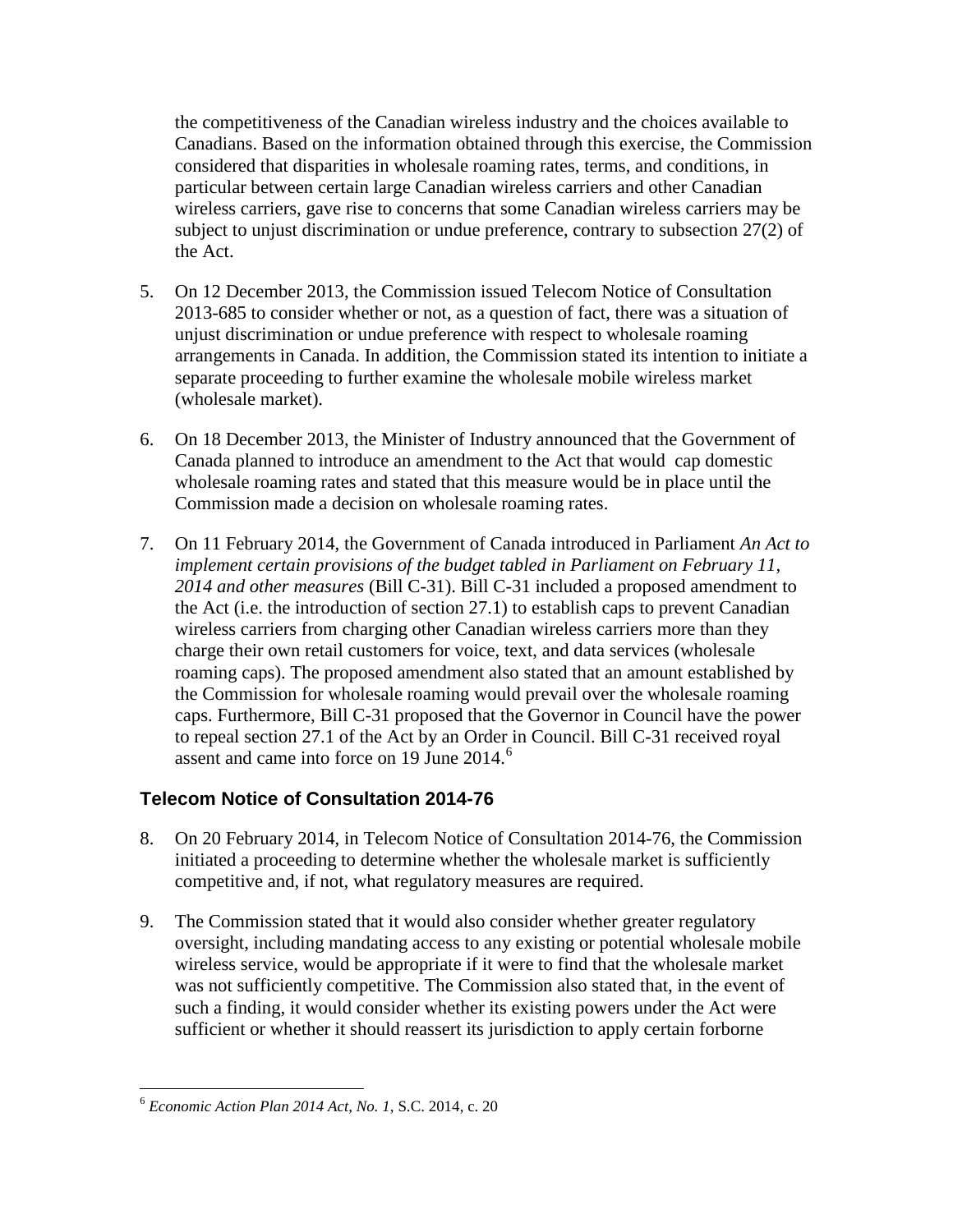the competitiveness of the Canadian wireless industry and the choices available to Canadians. Based on the information obtained through this exercise, the Commission considered that disparities in wholesale roaming rates, terms, and conditions, in particular between certain large Canadian wireless carriers and other Canadian wireless carriers, gave rise to concerns that some Canadian wireless carriers may be subject to unjust discrimination or undue preference, contrary to subsection 27(2) of the Act.

5. On 12 December 2013, the Commission issued Telecom Notice of Consultation 2013-685 to consider whether or not, as a question of fact, there was a situation of unjust discrimination or undue preference with respect to wholesale roaming arrangements in Canada. In addition, the Commission stated its intention to initiate a separate proceeding to further examine the wholesale mobile wireless market (wholesale market).

6. On 18 December 2013, the Minister of Industry announced that the Government of Canada planned to introduce an amendment to the Act that would cap domestic wholesale roaming rates and stated that this measure would be in place until the Commission made a decision on wholesale roaming rates.

7. On 11 February 2014, the Government of Canada introduced in Parliament *An Act to implement certain provisions of the budget tabled in Parliament on February 11, 2014 and other measures* (Bill C-31). Bill C-31 included a proposed amendment to the Act (i.e. the introduction of section 27.1) to establish caps to prevent Canadian wireless carriers from charging other Canadian wireless carriers more than they charge their own retail customers for voice, text, and data services (wholesale roaming caps). The proposed amendment also stated that an amount established by the Commission for wholesale roaming would prevail over the wholesale roaming caps. Furthermore, Bill C-31 proposed that the Governor in Council have the power to repeal section 27.1 of the Act by an Order in Council. Bill C-31 received royal assent and came into force on 19 June 2014.[6]

## Telecom Notice of Consultation 2014-76

8. On 20 February 2014, in Telecom Notice of Consultation 2014-76, the Commission initiated a proceeding to determine whether the wholesale market is sufficiently competitive and, if not, what regulatory measures are required.

9. The Commission stated that it would also consider whether greater regulatory oversight, including mandating access to any existing or potential wholesale mobile wireless service, would be appropriate if it were to find that the wholesale market was not sufficiently competitive. The Commission also stated that, in the event of such a finding, it would consider whether its existing powers under the Act were sufficient or whether it should reassert its jurisdiction to apply certain forborne

[6] *Economic Action Plan 2014 Act, No. 1*, S.C. 2014, c. 20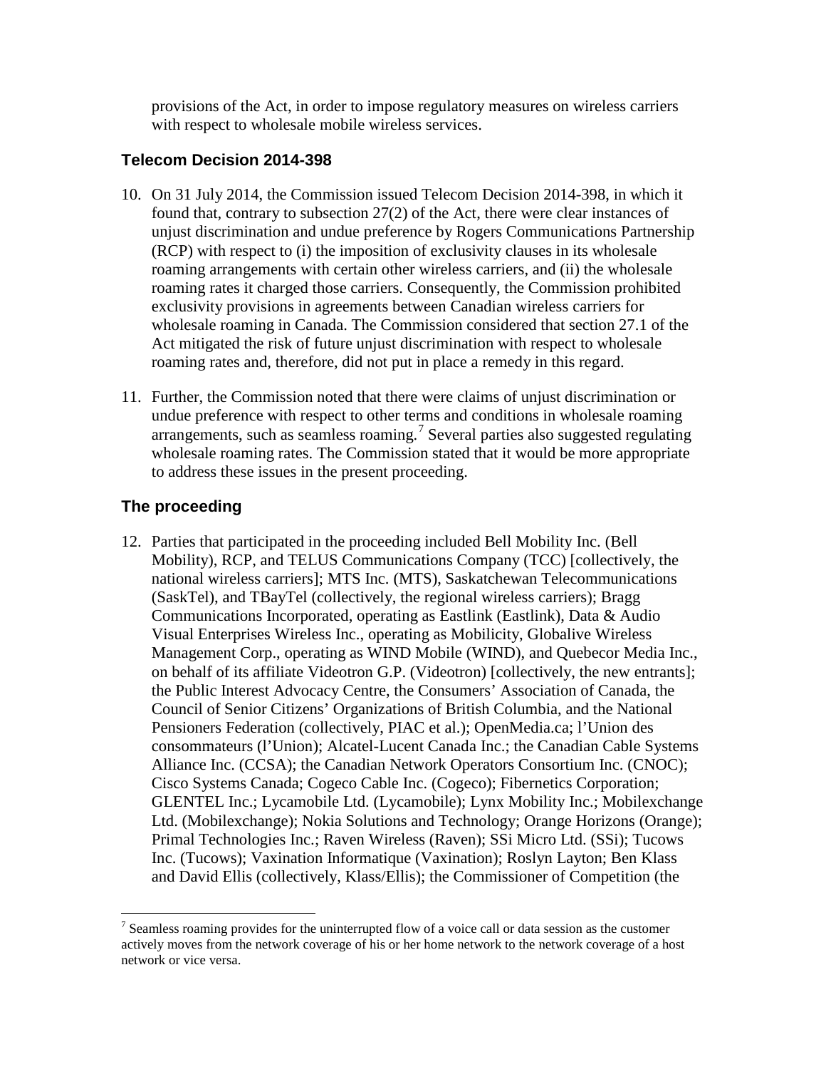provisions of the Act, in order to impose regulatory measures on wireless carriers with respect to wholesale mobile wireless services.

### Telecom Decision 2014-398

10. On 31 July 2014, the Commission issued Telecom Decision 2014-398, in which it found that, contrary to subsection 27(2) of the Act, there were clear instances of unjust discrimination and undue preference by Rogers Communications Partnership (RCP) with respect to (i) the imposition of exclusivity clauses in its wholesale roaming arrangements with certain other wireless carriers, and (ii) the wholesale roaming rates it charged those carriers. Consequently, the Commission prohibited exclusivity provisions in agreements between Canadian wireless carriers for wholesale roaming in Canada. The Commission considered that section 27.1 of the Act mitigated the risk of future unjust discrimination with respect to wholesale roaming rates and, therefore, did not put in place a remedy in this regard.

11. Further, the Commission noted that there were claims of unjust discrimination or undue preference with respect to other terms and conditions in wholesale roaming arrangements, such as seamless roaming.[7] Several parties also suggested regulating wholesale roaming rates. The Commission stated that it would be more appropriate to address these issues in the present proceeding.

### The proceeding

12. Parties that participated in the proceeding included Bell Mobility Inc. (Bell Mobility), RCP, and TELUS Communications Company (TCC) [collectively, the national wireless carriers]; MTS Inc. (MTS), Saskatchewan Telecommunications (SaskTel), and TBayTel (collectively, the regional wireless carriers); Bragg Communications Incorporated, operating as Eastlink (Eastlink), Data & Audio Visual Enterprises Wireless Inc., operating as Mobilicity, Globalive Wireless Management Corp., operating as WIND Mobile (WIND), and Quebecor Media Inc., on behalf of its affiliate Videotron G.P. (Videotron) [collectively, the new entrants]; the Public Interest Advocacy Centre, the Consumers' Association of Canada, the Council of Senior Citizens' Organizations of British Columbia, and the National Pensioners Federation (collectively, PIAC et al.); OpenMedia.ca; l'Union des consommateurs (l'Union); Alcatel-Lucent Canada Inc.; the Canadian Cable Systems Alliance Inc. (CCSA); the Canadian Network Operators Consortium Inc. (CNOC); Cisco Systems Canada; Cogeco Cable Inc. (Cogeco); Fibernetics Corporation; GLENTEL Inc.; Lycamobile Ltd. (Lycamobile); Lynx Mobility Inc.; Mobilexchange Ltd. (Mobilexchange); Nokia Solutions and Technology; Orange Horizons (Orange); Primal Technologies Inc.; Raven Wireless (Raven); SSi Micro Ltd. (SSi); Tucows Inc. (Tucows); Vaxination Informatique (Vaxination); Roslyn Layton; Ben Klass and David Ellis (collectively, Klass/Ellis); the Commissioner of Competition (the

[7] Seamless roaming provides for the uninterrupted flow of a voice call or data session as the customer actively moves from the network coverage of his or her home network to the network coverage of a host network or vice versa.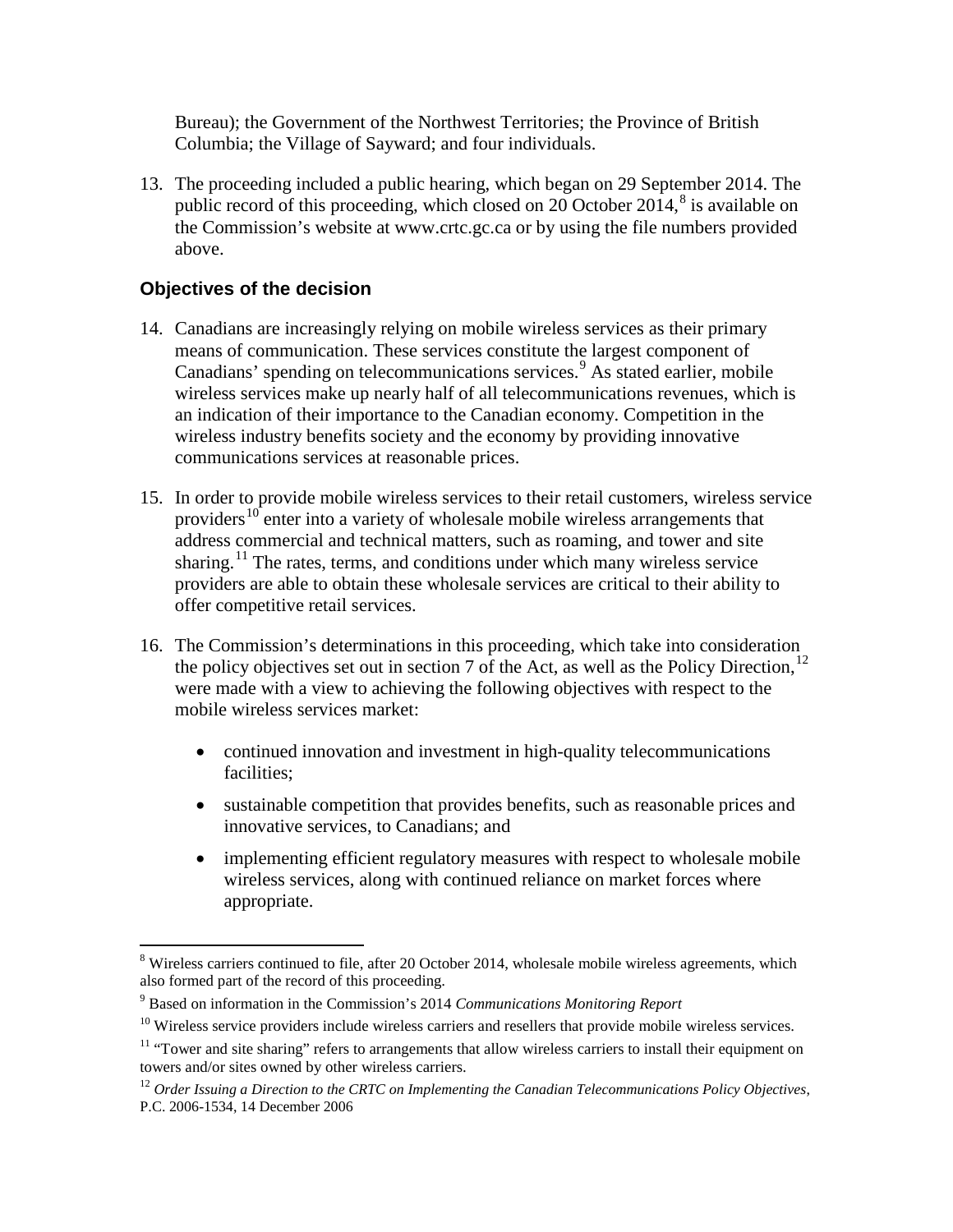Bureau); the Government of the Northwest Territories; the Province of British Columbia; the Village of Sayward; and four individuals.

13. The proceeding included a public hearing, which began on 29 September 2014. The public record of this proceeding, which closed on 20 October 2014,[8] is available on the Commission's website at www.crtc.gc.ca or by using the file numbers provided above.

### Objectives of the decision

14. Canadians are increasingly relying on mobile wireless services as their primary means of communication. These services constitute the largest component of Canadians' spending on telecommunications services.[9] As stated earlier, mobile wireless services make up nearly half of all telecommunications revenues, which is an indication of their importance to the Canadian economy. Competition in the wireless industry benefits society and the economy by providing innovative communications services at reasonable prices.

15. In order to provide mobile wireless services to their retail customers, wireless service providers[10] enter into a variety of wholesale mobile wireless arrangements that address commercial and technical matters, such as roaming, and tower and site sharing.[11] The rates, terms, and conditions under which many wireless service providers are able to obtain these wholesale services are critical to their ability to offer competitive retail services.

16. The Commission's determinations in this proceeding, which take into consideration the policy objectives set out in section 7 of the Act, as well as the Policy Direction,[12] were made with a view to achieving the following objectives with respect to the mobile wireless services market:

    - continued innovation and investment in high-quality telecommunications facilities;
    - sustainable competition that provides benefits, such as reasonable prices and innovative services, to Canadians; and
    - implementing efficient regulatory measures with respect to wholesale mobile wireless services, along with continued reliance on market forces where appropriate.

---

[8] Wireless carriers continued to file, after 20 October 2014, wholesale mobile wireless agreements, which also formed part of the record of this proceeding.

[9] Based on information in the Commission's 2014 *Communications Monitoring Report*

[10] Wireless service providers include wireless carriers and resellers that provide mobile wireless services.

[11] "Tower and site sharing" refers to arrangements that allow wireless carriers to install their equipment on towers and/or sites owned by other wireless carriers.

[12] *Order Issuing a Direction to the CRTC on Implementing the Canadian Telecommunications Policy Objectives*, P.C. 2006-1534, 14 December 2006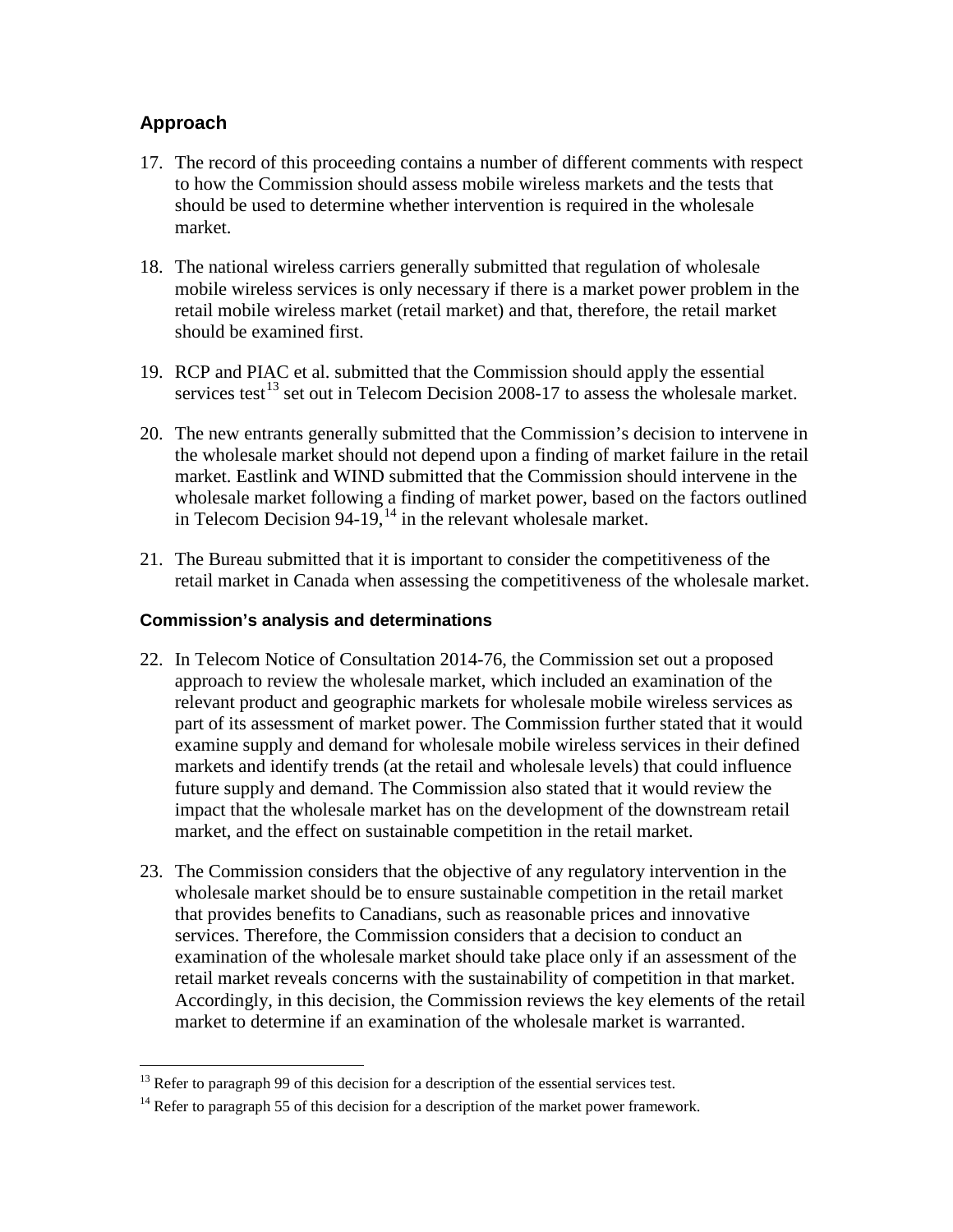## Approach

17. The record of this proceeding contains a number of different comments with respect to how the Commission should assess mobile wireless markets and the tests that should be used to determine whether intervention is required in the wholesale market.

18. The national wireless carriers generally submitted that regulation of wholesale mobile wireless services is only necessary if there is a market power problem in the retail mobile wireless market (retail market) and that, therefore, the retail market should be examined first.

19. RCP and PIAC et al. submitted that the Commission should apply the essential services test[13] set out in Telecom Decision 2008-17 to assess the wholesale market.

20. The new entrants generally submitted that the Commission's decision to intervene in the wholesale market should not depend upon a finding of market failure in the retail market. Eastlink and WIND submitted that the Commission should intervene in the wholesale market following a finding of market power, based on the factors outlined in Telecom Decision 94-19,[14] in the relevant wholesale market.

21. The Bureau submitted that it is important to consider the competitiveness of the retail market in Canada when assessing the competitiveness of the wholesale market.

### Commission's analysis and determinations

22. In Telecom Notice of Consultation 2014-76, the Commission set out a proposed approach to review the wholesale market, which included an examination of the relevant product and geographic markets for wholesale mobile wireless services as part of its assessment of market power. The Commission further stated that it would examine supply and demand for wholesale mobile wireless services in their defined markets and identify trends (at the retail and wholesale levels) that could influence future supply and demand. The Commission also stated that it would review the impact that the wholesale market has on the development of the downstream retail market, and the effect on sustainable competition in the retail market.

23. The Commission considers that the objective of any regulatory intervention in the wholesale market should be to ensure sustainable competition in the retail market that provides benefits to Canadians, such as reasonable prices and innovative services. Therefore, the Commission considers that a decision to conduct an examination of the wholesale market should take place only if an assessment of the retail market reveals concerns with the sustainability of competition in that market. Accordingly, in this decision, the Commission reviews the key elements of the retail market to determine if an examination of the wholesale market is warranted.

---

[13] Refer to paragraph 99 of this decision for a description of the essential services test.

[14] Refer to paragraph 55 of this decision for a description of the market power framework.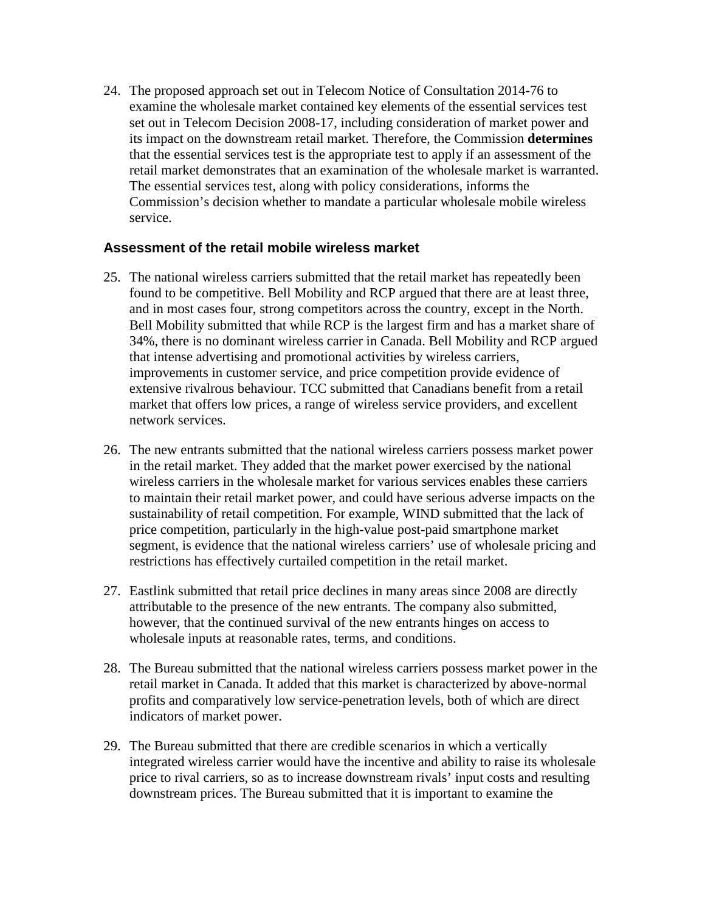24. The proposed approach set out in Telecom Notice of Consultation 2014-76 to examine the wholesale market contained key elements of the essential services test set out in Telecom Decision 2008-17, including consideration of market power and its impact on the downstream retail market. Therefore, the Commission **determines** that the essential services test is the appropriate test to apply if an assessment of the retail market demonstrates that an examination of the wholesale market is warranted. The essential services test, along with policy considerations, informs the Commission's decision whether to mandate a particular wholesale mobile wireless service.

### Assessment of the retail mobile wireless market

25. The national wireless carriers submitted that the retail market has repeatedly been found to be competitive. Bell Mobility and RCP argued that there are at least three, and in most cases four, strong competitors across the country, except in the North. Bell Mobility submitted that while RCP is the largest firm and has a market share of 34%, there is no dominant wireless carrier in Canada. Bell Mobility and RCP argued that intense advertising and promotional activities by wireless carriers, improvements in customer service, and price competition provide evidence of extensive rivalrous behaviour. TCC submitted that Canadians benefit from a retail market that offers low prices, a range of wireless service providers, and excellent network services.

26. The new entrants submitted that the national wireless carriers possess market power in the retail market. They added that the market power exercised by the national wireless carriers in the wholesale market for various services enables these carriers to maintain their retail market power, and could have serious adverse impacts on the sustainability of retail competition. For example, WIND submitted that the lack of price competition, particularly in the high-value post-paid smartphone market segment, is evidence that the national wireless carriers' use of wholesale pricing and restrictions has effectively curtailed competition in the retail market.

27. Eastlink submitted that retail price declines in many areas since 2008 are directly attributable to the presence of the new entrants. The company also submitted, however, that the continued survival of the new entrants hinges on access to wholesale inputs at reasonable rates, terms, and conditions.

28. The Bureau submitted that the national wireless carriers possess market power in the retail market in Canada. It added that this market is characterized by above-normal profits and comparatively low service-penetration levels, both of which are direct indicators of market power.

29. The Bureau submitted that there are credible scenarios in which a vertically integrated wireless carrier would have the incentive and ability to raise its wholesale price to rival carriers, so as to increase downstream rivals' input costs and resulting downstream prices. The Bureau submitted that it is important to examine the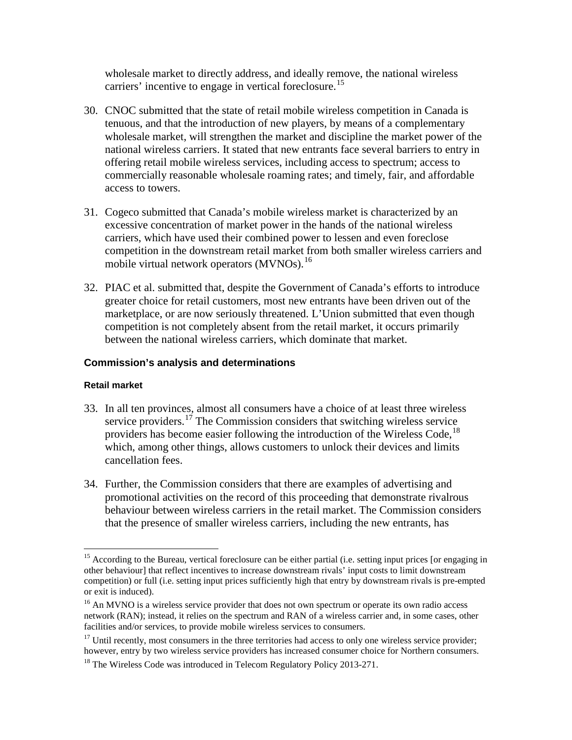wholesale market to directly address, and ideally remove, the national wireless carriers' incentive to engage in vertical foreclosure.[15]

30. CNOC submitted that the state of retail mobile wireless competition in Canada is tenuous, and that the introduction of new players, by means of a complementary wholesale market, will strengthen the market and discipline the market power of the national wireless carriers. It stated that new entrants face several barriers to entry in offering retail mobile wireless services, including access to spectrum; access to commercially reasonable wholesale roaming rates; and timely, fair, and affordable access to towers.

31. Cogeco submitted that Canada's mobile wireless market is characterized by an excessive concentration of market power in the hands of the national wireless carriers, which have used their combined power to lessen and even foreclose competition in the downstream retail market from both smaller wireless carriers and mobile virtual network operators (MVNOs).[16]

32. PIAC et al. submitted that, despite the Government of Canada's efforts to introduce greater choice for retail customers, most new entrants have been driven out of the marketplace, or are now seriously threatened. L'Union submitted that even though competition is not completely absent from the retail market, it occurs primarily between the national wireless carriers, which dominate that market.

### Commission's analysis and determinations

#### Retail market

33. In all ten provinces, almost all consumers have a choice of at least three wireless service providers.[17] The Commission considers that switching wireless service providers has become easier following the introduction of the Wireless Code,[18] which, among other things, allows customers to unlock their devices and limits cancellation fees.

34. Further, the Commission considers that there are examples of advertising and promotional activities on the record of this proceeding that demonstrate rivalrous behaviour between wireless carriers in the retail market. The Commission considers that the presence of smaller wireless carriers, including the new entrants, has

---

[15] According to the Bureau, vertical foreclosure can be either partial (i.e. setting input prices [or engaging in other behaviour] that reflect incentives to increase downstream rivals' input costs to limit downstream competition) or full (i.e. setting input prices sufficiently high that entry by downstream rivals is pre-empted or exit is induced).

[16] An MVNO is a wireless service provider that does not own spectrum or operate its own radio access network (RAN); instead, it relies on the spectrum and RAN of a wireless carrier and, in some cases, other facilities and/or services, to provide mobile wireless services to consumers.

[17] Until recently, most consumers in the three territories had access to only one wireless service provider; however, entry by two wireless service providers has increased consumer choice for Northern consumers.

[18] The Wireless Code was introduced in Telecom Regulatory Policy 2013-271.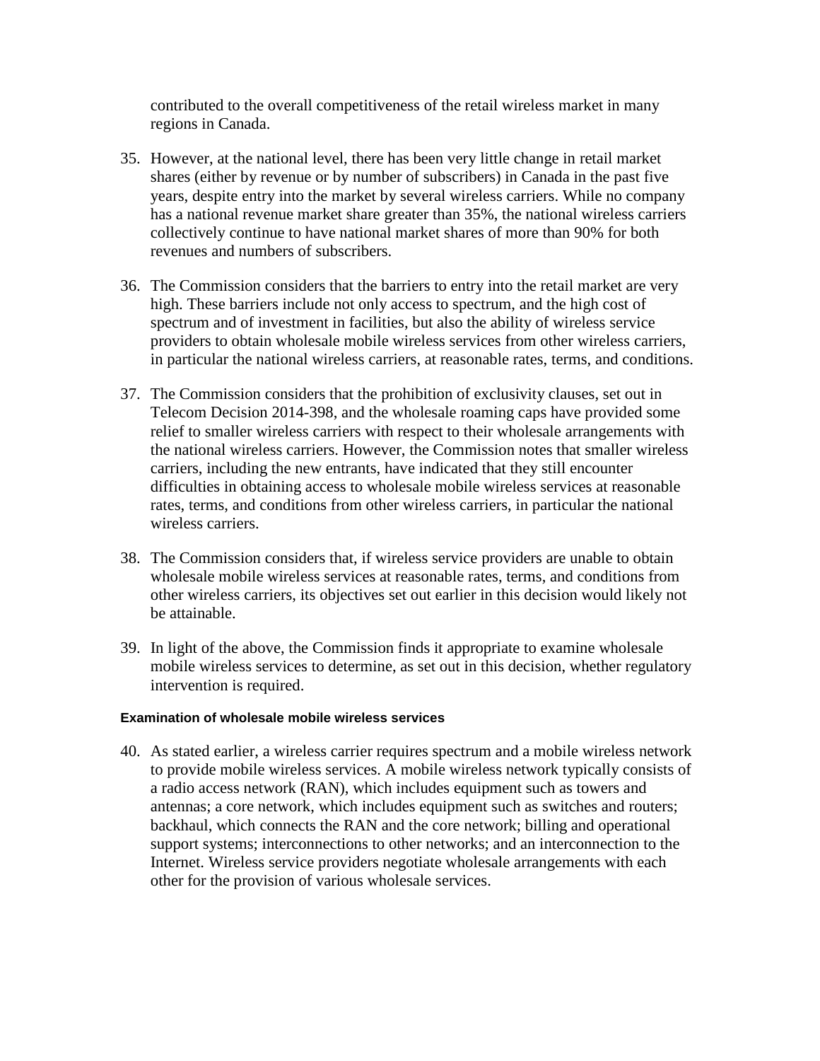contributed to the overall competitiveness of the retail wireless market in many regions in Canada.

35. However, at the national level, there has been very little change in retail market shares (either by revenue or by number of subscribers) in Canada in the past five years, despite entry into the market by several wireless carriers. While no company has a national revenue market share greater than 35%, the national wireless carriers collectively continue to have national market shares of more than 90% for both revenues and numbers of subscribers.

36. The Commission considers that the barriers to entry into the retail market are very high. These barriers include not only access to spectrum, and the high cost of spectrum and of investment in facilities, but also the ability of wireless service providers to obtain wholesale mobile wireless services from other wireless carriers, in particular the national wireless carriers, at reasonable rates, terms, and conditions.

37. The Commission considers that the prohibition of exclusivity clauses, set out in Telecom Decision 2014-398, and the wholesale roaming caps have provided some relief to smaller wireless carriers with respect to their wholesale arrangements with the national wireless carriers. However, the Commission notes that smaller wireless carriers, including the new entrants, have indicated that they still encounter difficulties in obtaining access to wholesale mobile wireless services at reasonable rates, terms, and conditions from other wireless carriers, in particular the national wireless carriers.

38. The Commission considers that, if wireless service providers are unable to obtain wholesale mobile wireless services at reasonable rates, terms, and conditions from other wireless carriers, its objectives set out earlier in this decision would likely not be attainable.

39. In light of the above, the Commission finds it appropriate to examine wholesale mobile wireless services to determine, as set out in this decision, whether regulatory intervention is required.

#### Examination of wholesale mobile wireless services

40. As stated earlier, a wireless carrier requires spectrum and a mobile wireless network to provide mobile wireless services. A mobile wireless network typically consists of a radio access network (RAN), which includes equipment such as towers and antennas; a core network, which includes equipment such as switches and routers; backhaul, which connects the RAN and the core network; billing and operational support systems; interconnections to other networks; and an interconnection to the Internet. Wireless service providers negotiate wholesale arrangements with each other for the provision of various wholesale services.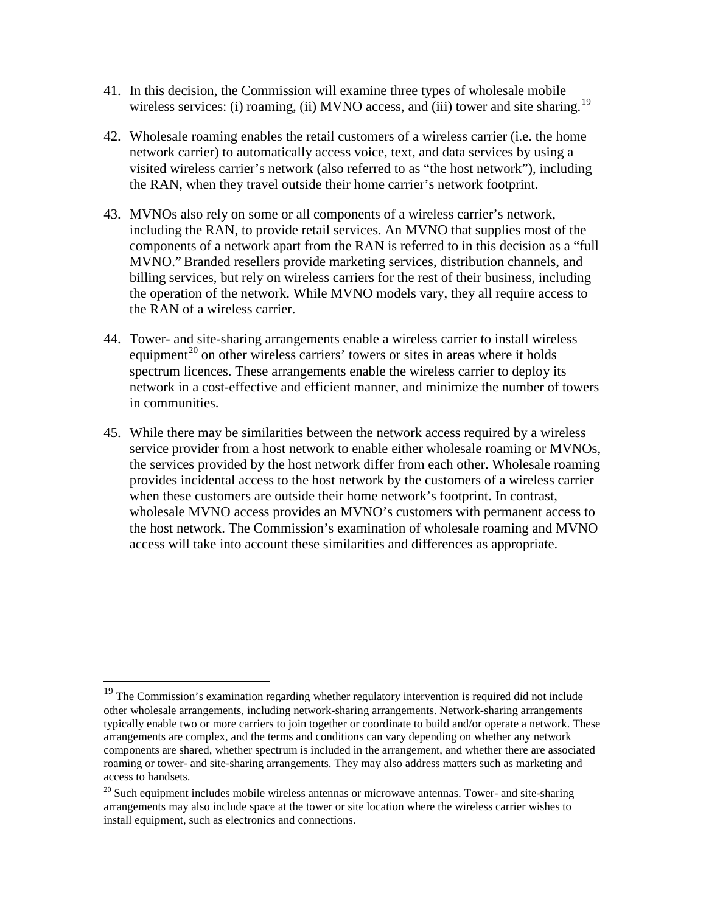41. In this decision, the Commission will examine three types of wholesale mobile wireless services: (i) roaming, (ii) MVNO access, and (iii) tower and site sharing.[19]

42. Wholesale roaming enables the retail customers of a wireless carrier (i.e. the home network carrier) to automatically access voice, text, and data services by using a visited wireless carrier's network (also referred to as "the host network"), including the RAN, when they travel outside their home carrier's network footprint.

43. MVNOs also rely on some or all components of a wireless carrier's network, including the RAN, to provide retail services. An MVNO that supplies most of the components of a network apart from the RAN is referred to in this decision as a "full MVNO." Branded resellers provide marketing services, distribution channels, and billing services, but rely on wireless carriers for the rest of their business, including the operation of the network. While MVNO models vary, they all require access to the RAN of a wireless carrier.

44. Tower- and site-sharing arrangements enable a wireless carrier to install wireless equipment[20] on other wireless carriers' towers or sites in areas where it holds spectrum licences. These arrangements enable the wireless carrier to deploy its network in a cost-effective and efficient manner, and minimize the number of towers in communities.

45. While there may be similarities between the network access required by a wireless service provider from a host network to enable either wholesale roaming or MVNOs, the services provided by the host network differ from each other. Wholesale roaming provides incidental access to the host network by the customers of a wireless carrier when these customers are outside their home network's footprint. In contrast, wholesale MVNO access provides an MVNO's customers with permanent access to the host network. The Commission's examination of wholesale roaming and MVNO access will take into account these similarities and differences as appropriate.

---

[19] The Commission's examination regarding whether regulatory intervention is required did not include other wholesale arrangements, including network-sharing arrangements. Network-sharing arrangements typically enable two or more carriers to join together or coordinate to build and/or operate a network. These arrangements are complex, and the terms and conditions can vary depending on whether any network components are shared, whether spectrum is included in the arrangement, and whether there are associated roaming or tower- and site-sharing arrangements. They may also address matters such as marketing and access to handsets.

[20] Such equipment includes mobile wireless antennas or microwave antennas. Tower- and site-sharing arrangements may also include space at the tower or site location where the wireless carrier wishes to install equipment, such as electronics and connections.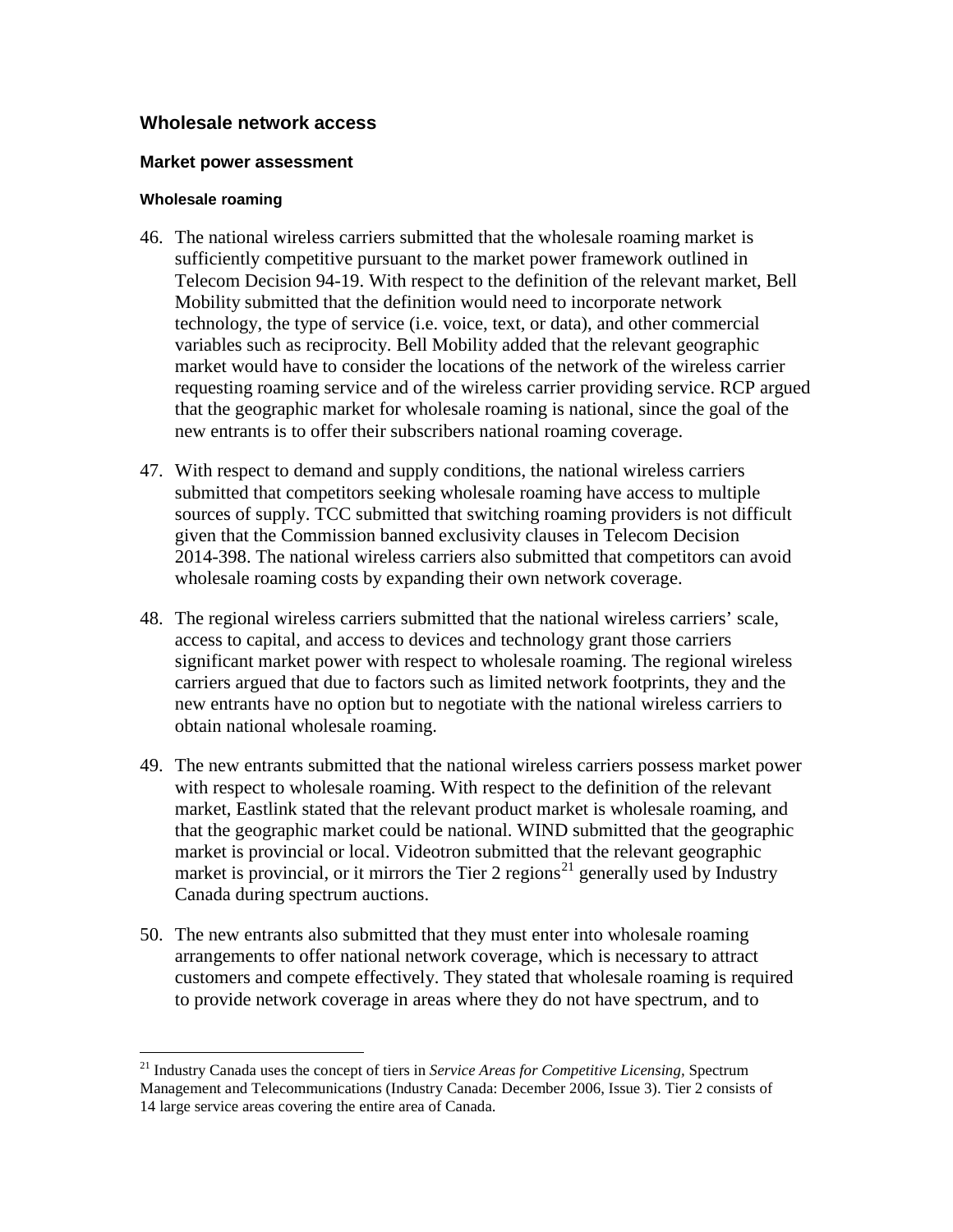## Wholesale network access

### Market power assessment

#### Wholesale roaming

46. The national wireless carriers submitted that the wholesale roaming market is sufficiently competitive pursuant to the market power framework outlined in Telecom Decision 94-19. With respect to the definition of the relevant market, Bell Mobility submitted that the definition would need to incorporate network technology, the type of service (i.e. voice, text, or data), and other commercial variables such as reciprocity. Bell Mobility added that the relevant geographic market would have to consider the locations of the network of the wireless carrier requesting roaming service and of the wireless carrier providing service. RCP argued that the geographic market for wholesale roaming is national, since the goal of the new entrants is to offer their subscribers national roaming coverage.

47. With respect to demand and supply conditions, the national wireless carriers submitted that competitors seeking wholesale roaming have access to multiple sources of supply. TCC submitted that switching roaming providers is not difficult given that the Commission banned exclusivity clauses in Telecom Decision 2014-398. The national wireless carriers also submitted that competitors can avoid wholesale roaming costs by expanding their own network coverage.

48. The regional wireless carriers submitted that the national wireless carriers' scale, access to capital, and access to devices and technology grant those carriers significant market power with respect to wholesale roaming. The regional wireless carriers argued that due to factors such as limited network footprints, they and the new entrants have no option but to negotiate with the national wireless carriers to obtain national wholesale roaming.

49. The new entrants submitted that the national wireless carriers possess market power with respect to wholesale roaming. With respect to the definition of the relevant market, Eastlink stated that the relevant product market is wholesale roaming, and that the geographic market could be national. WIND submitted that the geographic market is provincial or local. Videotron submitted that the relevant geographic market is provincial, or it mirrors the Tier 2 regions[21] generally used by Industry Canada during spectrum auctions.

50. The new entrants also submitted that they must enter into wholesale roaming arrangements to offer national network coverage, which is necessary to attract customers and compete effectively. They stated that wholesale roaming is required to provide network coverage in areas where they do not have spectrum, and to

[21] Industry Canada uses the concept of tiers in *Service Areas for Competitive Licensing*, Spectrum Management and Telecommunications (Industry Canada: December 2006, Issue 3). Tier 2 consists of 14 large service areas covering the entire area of Canada.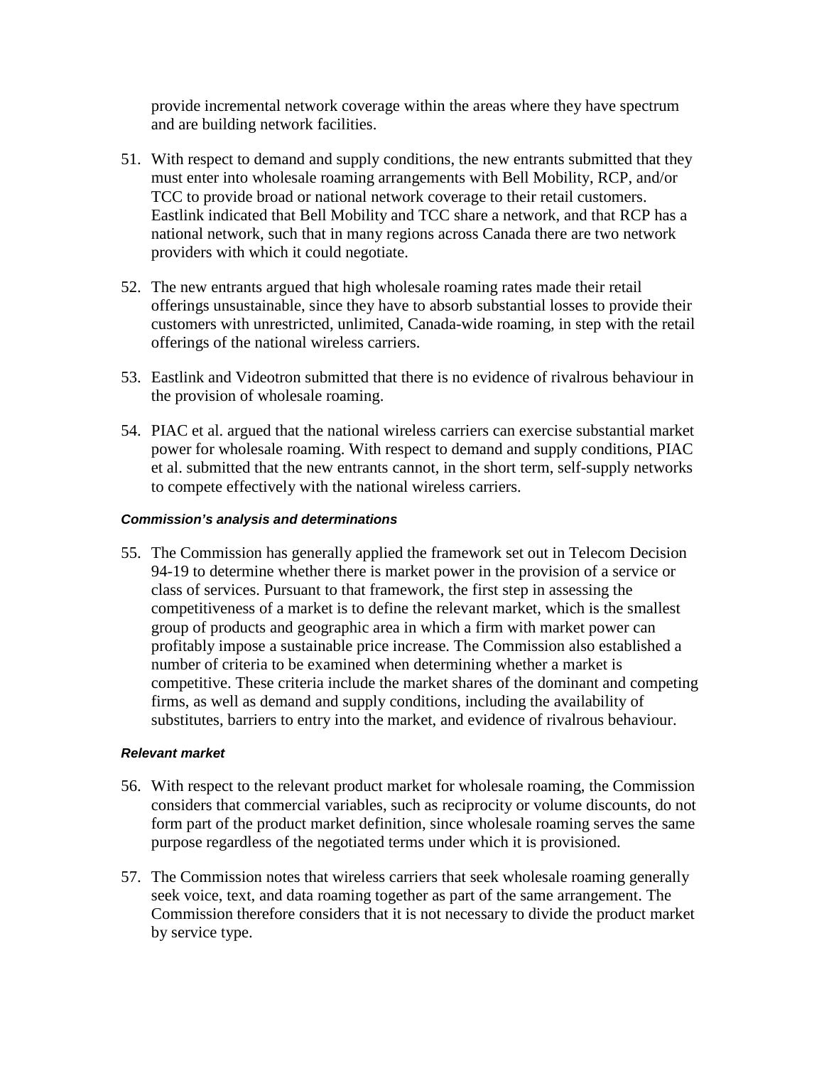provide incremental network coverage within the areas where they have spectrum and are building network facilities.

51. With respect to demand and supply conditions, the new entrants submitted that they must enter into wholesale roaming arrangements with Bell Mobility, RCP, and/or TCC to provide broad or national network coverage to their retail customers. Eastlink indicated that Bell Mobility and TCC share a network, and that RCP has a national network, such that in many regions across Canada there are two network providers with which it could negotiate.

52. The new entrants argued that high wholesale roaming rates made their retail offerings unsustainable, since they have to absorb substantial losses to provide their customers with unrestricted, unlimited, Canada-wide roaming, in step with the retail offerings of the national wireless carriers.

53. Eastlink and Videotron submitted that there is no evidence of rivalrous behaviour in the provision of wholesale roaming.

54. PIAC et al. argued that the national wireless carriers can exercise substantial market power for wholesale roaming. With respect to demand and supply conditions, PIAC et al. submitted that the new entrants cannot, in the short term, self-supply networks to compete effectively with the national wireless carriers.

#### *Commission's analysis and determinations*

55. The Commission has generally applied the framework set out in Telecom Decision 94-19 to determine whether there is market power in the provision of a service or class of services. Pursuant to that framework, the first step in assessing the competitiveness of a market is to define the relevant market, which is the smallest group of products and geographic area in which a firm with market power can profitably impose a sustainable price increase. The Commission also established a number of criteria to be examined when determining whether a market is competitive. These criteria include the market shares of the dominant and competing firms, as well as demand and supply conditions, including the availability of substitutes, barriers to entry into the market, and evidence of rivalrous behaviour.

#### *Relevant market*

56. With respect to the relevant product market for wholesale roaming, the Commission considers that commercial variables, such as reciprocity or volume discounts, do not form part of the product market definition, since wholesale roaming serves the same purpose regardless of the negotiated terms under which it is provisioned.

57. The Commission notes that wireless carriers that seek wholesale roaming generally seek voice, text, and data roaming together as part of the same arrangement. The Commission therefore considers that it is not necessary to divide the product market by service type.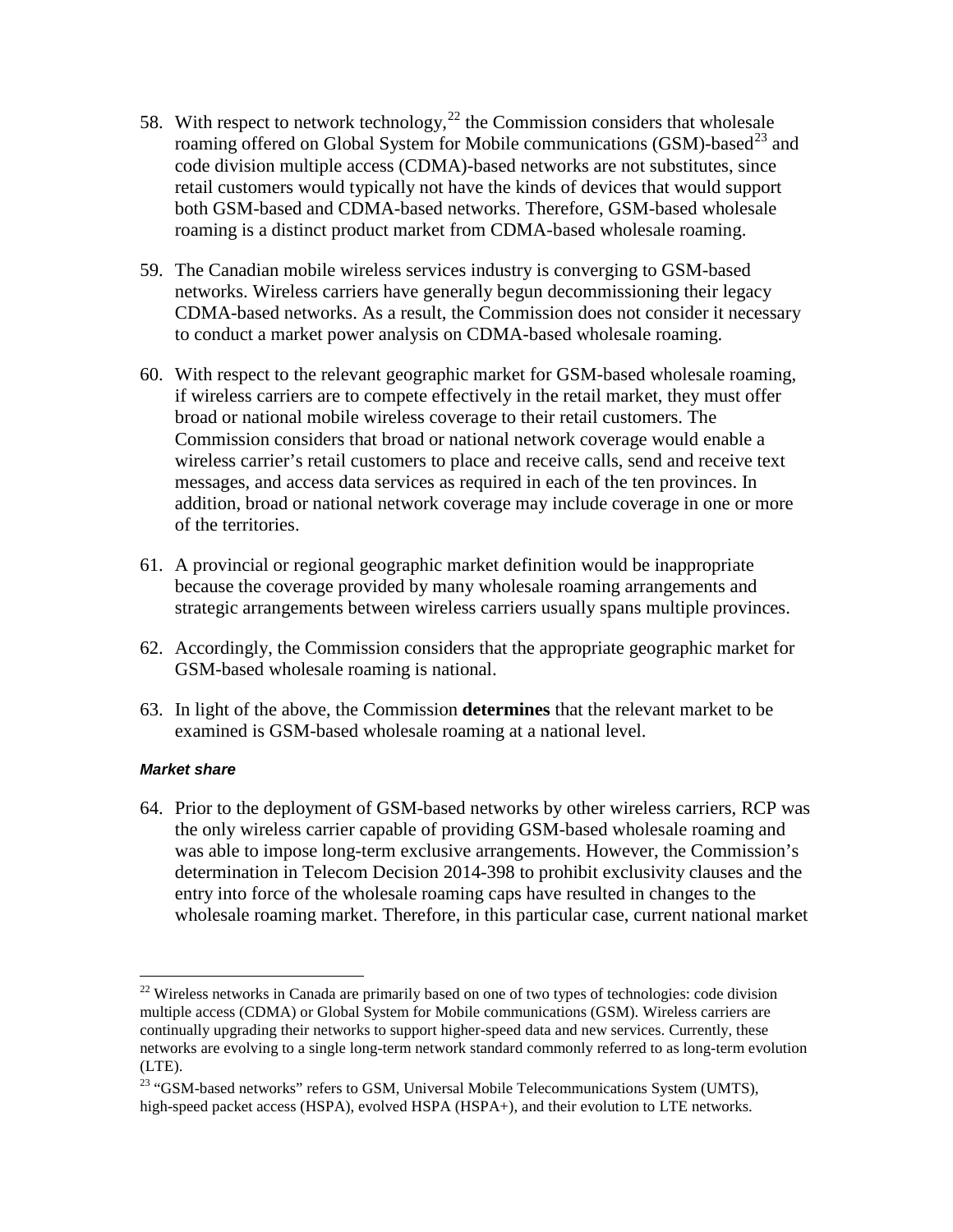58. With respect to network technology,[22] the Commission considers that wholesale roaming offered on Global System for Mobile communications (GSM)-based[23] and code division multiple access (CDMA)-based networks are not substitutes, since retail customers would typically not have the kinds of devices that would support both GSM-based and CDMA-based networks. Therefore, GSM-based wholesale roaming is a distinct product market from CDMA-based wholesale roaming.

59. The Canadian mobile wireless services industry is converging to GSM-based networks. Wireless carriers have generally begun decommissioning their legacy CDMA-based networks. As a result, the Commission does not consider it necessary to conduct a market power analysis on CDMA-based wholesale roaming.

60. With respect to the relevant geographic market for GSM-based wholesale roaming, if wireless carriers are to compete effectively in the retail market, they must offer broad or national mobile wireless coverage to their retail customers. The Commission considers that broad or national network coverage would enable a wireless carrier's retail customers to place and receive calls, send and receive text messages, and access data services as required in each of the ten provinces. In addition, broad or national network coverage may include coverage in one or more of the territories.

61. A provincial or regional geographic market definition would be inappropriate because the coverage provided by many wholesale roaming arrangements and strategic arrangements between wireless carriers usually spans multiple provinces.

62. Accordingly, the Commission considers that the appropriate geographic market for GSM-based wholesale roaming is national.

63. In light of the above, the Commission **determines** that the relevant market to be examined is GSM-based wholesale roaming at a national level.

#### *Market share*

64. Prior to the deployment of GSM-based networks by other wireless carriers, RCP was the only wireless carrier capable of providing GSM-based wholesale roaming and was able to impose long-term exclusive arrangements. However, the Commission's determination in Telecom Decision 2014-398 to prohibit exclusivity clauses and the entry into force of the wholesale roaming caps have resulted in changes to the wholesale roaming market. Therefore, in this particular case, current national market

---

[22] Wireless networks in Canada are primarily based on one of two types of technologies: code division multiple access (CDMA) or Global System for Mobile communications (GSM). Wireless carriers are continually upgrading their networks to support higher-speed data and new services. Currently, these networks are evolving to a single long-term network standard commonly referred to as long-term evolution (LTE).

[23] "GSM-based networks" refers to GSM, Universal Mobile Telecommunications System (UMTS), high-speed packet access (HSPA), evolved HSPA (HSPA+), and their evolution to LTE networks.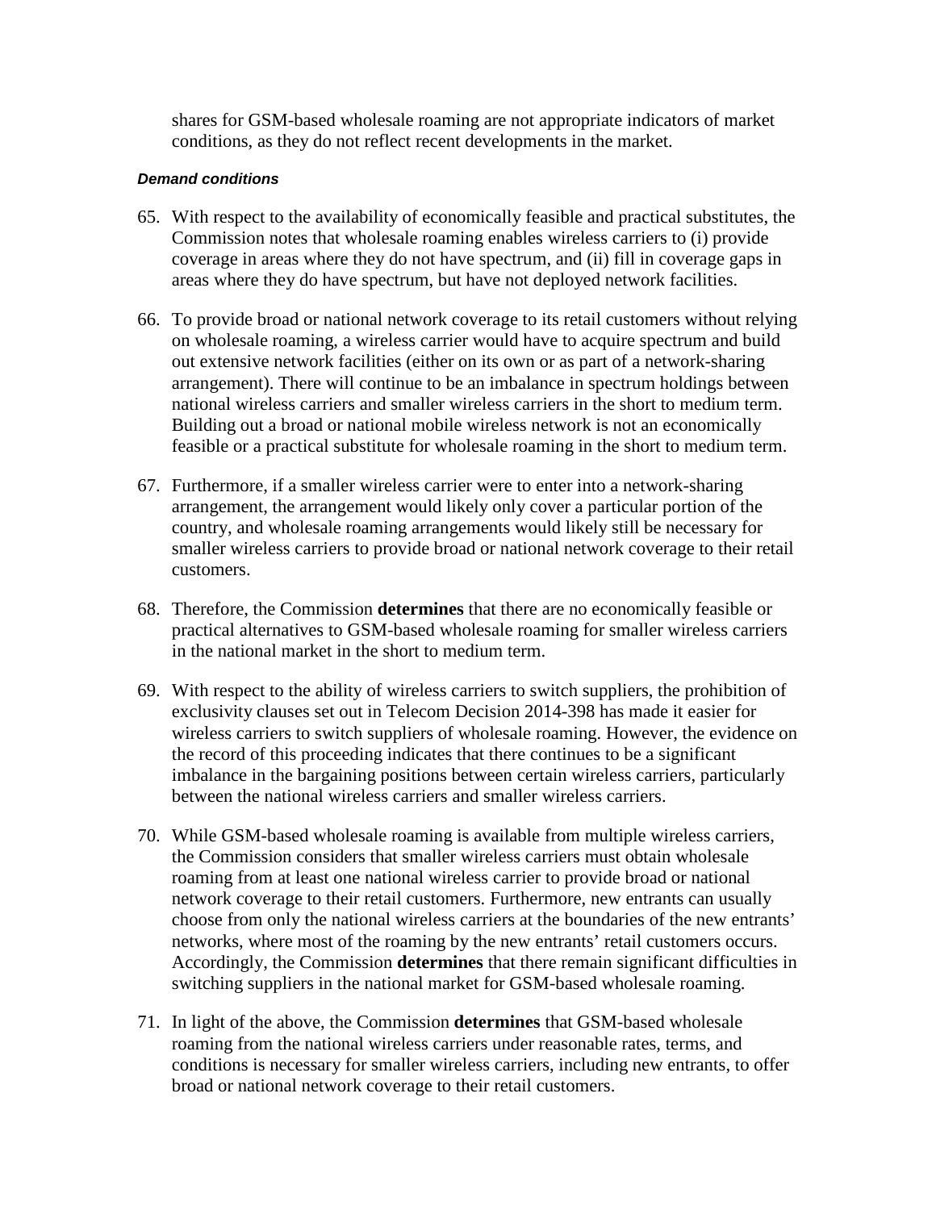shares for GSM-based wholesale roaming are not appropriate indicators of market conditions, as they do not reflect recent developments in the market.

#### *Demand conditions*

65. With respect to the availability of economically feasible and practical substitutes, the Commission notes that wholesale roaming enables wireless carriers to (i) provide coverage in areas where they do not have spectrum, and (ii) fill in coverage gaps in areas where they do have spectrum, but have not deployed network facilities.

66. To provide broad or national network coverage to its retail customers without relying on wholesale roaming, a wireless carrier would have to acquire spectrum and build out extensive network facilities (either on its own or as part of a network-sharing arrangement). There will continue to be an imbalance in spectrum holdings between national wireless carriers and smaller wireless carriers in the short to medium term. Building out a broad or national mobile wireless network is not an economically feasible or a practical substitute for wholesale roaming in the short to medium term.

67. Furthermore, if a smaller wireless carrier were to enter into a network-sharing arrangement, the arrangement would likely only cover a particular portion of the country, and wholesale roaming arrangements would likely still be necessary for smaller wireless carriers to provide broad or national network coverage to their retail customers.

68. Therefore, the Commission **determines** that there are no economically feasible or practical alternatives to GSM-based wholesale roaming for smaller wireless carriers in the national market in the short to medium term.

69. With respect to the ability of wireless carriers to switch suppliers, the prohibition of exclusivity clauses set out in Telecom Decision 2014-398 has made it easier for wireless carriers to switch suppliers of wholesale roaming. However, the evidence on the record of this proceeding indicates that there continues to be a significant imbalance in the bargaining positions between certain wireless carriers, particularly between the national wireless carriers and smaller wireless carriers.

70. While GSM-based wholesale roaming is available from multiple wireless carriers, the Commission considers that smaller wireless carriers must obtain wholesale roaming from at least one national wireless carrier to provide broad or national network coverage to their retail customers. Furthermore, new entrants can usually choose from only the national wireless carriers at the boundaries of the new entrants' networks, where most of the roaming by the new entrants' retail customers occurs. Accordingly, the Commission **determines** that there remain significant difficulties in switching suppliers in the national market for GSM-based wholesale roaming.

71. In light of the above, the Commission **determines** that GSM-based wholesale roaming from the national wireless carriers under reasonable rates, terms, and conditions is necessary for smaller wireless carriers, including new entrants, to offer broad or national network coverage to their retail customers.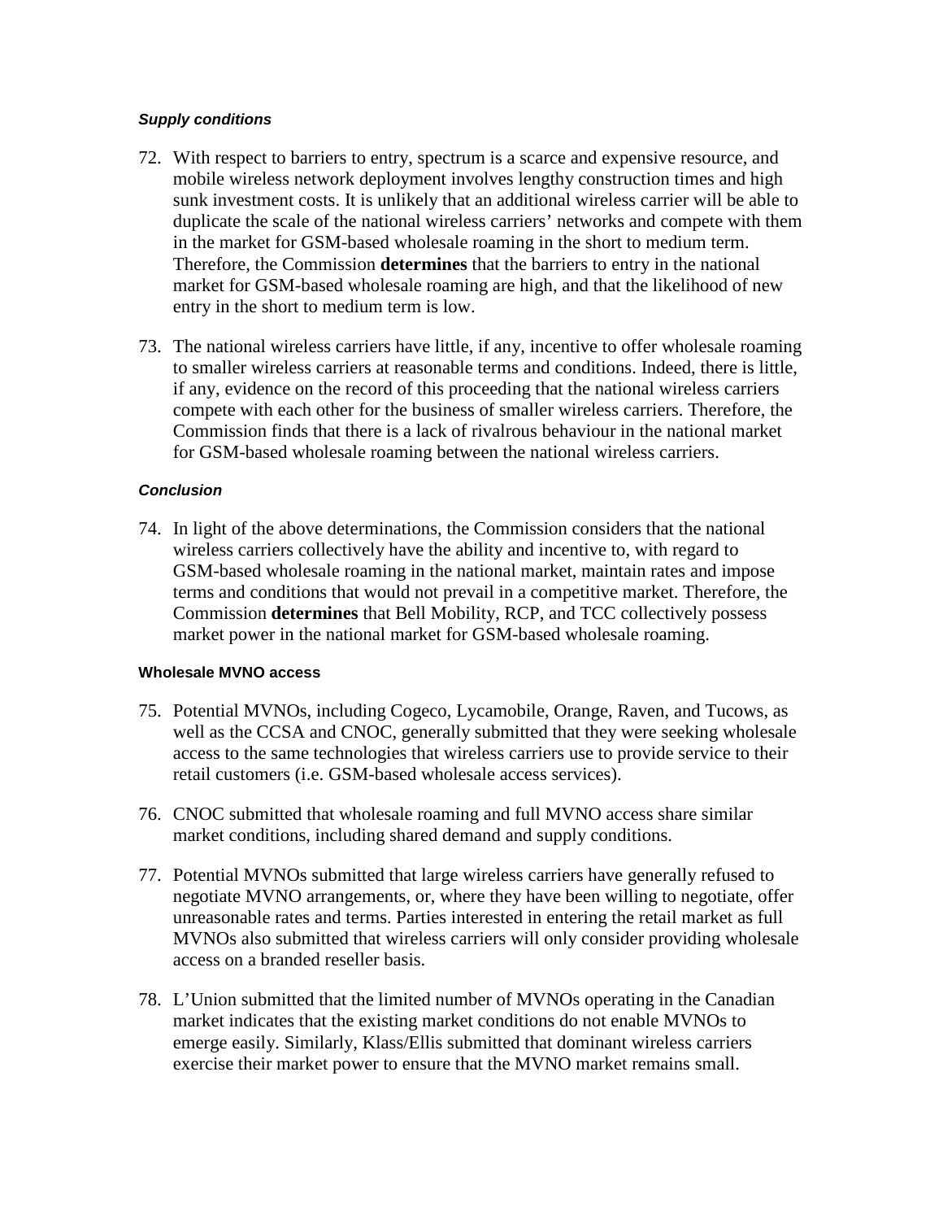***Supply conditions***

72. With respect to barriers to entry, spectrum is a scarce and expensive resource, and mobile wireless network deployment involves lengthy construction times and high sunk investment costs. It is unlikely that an additional wireless carrier will be able to duplicate the scale of the national wireless carriers' networks and compete with them in the market for GSM-based wholesale roaming in the short to medium term. Therefore, the Commission **determines** that the barriers to entry in the national market for GSM-based wholesale roaming are high, and that the likelihood of new entry in the short to medium term is low.

73. The national wireless carriers have little, if any, incentive to offer wholesale roaming to smaller wireless carriers at reasonable terms and conditions. Indeed, there is little, if any, evidence on the record of this proceeding that the national wireless carriers compete with each other for the business of smaller wireless carriers. Therefore, the Commission finds that there is a lack of rivalrous behaviour in the national market for GSM-based wholesale roaming between the national wireless carriers.

***Conclusion***

74. In light of the above determinations, the Commission considers that the national wireless carriers collectively have the ability and incentive to, with regard to GSM-based wholesale roaming in the national market, maintain rates and impose terms and conditions that would not prevail in a competitive market. Therefore, the Commission **determines** that Bell Mobility, RCP, and TCC collectively possess market power in the national market for GSM-based wholesale roaming.

**Wholesale MVNO access**

75. Potential MVNOs, including Cogeco, Lycamobile, Orange, Raven, and Tucows, as well as the CCSA and CNOC, generally submitted that they were seeking wholesale access to the same technologies that wireless carriers use to provide service to their retail customers (i.e. GSM-based wholesale access services).

76. CNOC submitted that wholesale roaming and full MVNO access share similar market conditions, including shared demand and supply conditions.

77. Potential MVNOs submitted that large wireless carriers have generally refused to negotiate MVNO arrangements, or, where they have been willing to negotiate, offer unreasonable rates and terms. Parties interested in entering the retail market as full MVNOs also submitted that wireless carriers will only consider providing wholesale access on a branded reseller basis.

78. L'Union submitted that the limited number of MVNOs operating in the Canadian market indicates that the existing market conditions do not enable MVNOs to emerge easily. Similarly, Klass/Ellis submitted that dominant wireless carriers exercise their market power to ensure that the MVNO market remains small.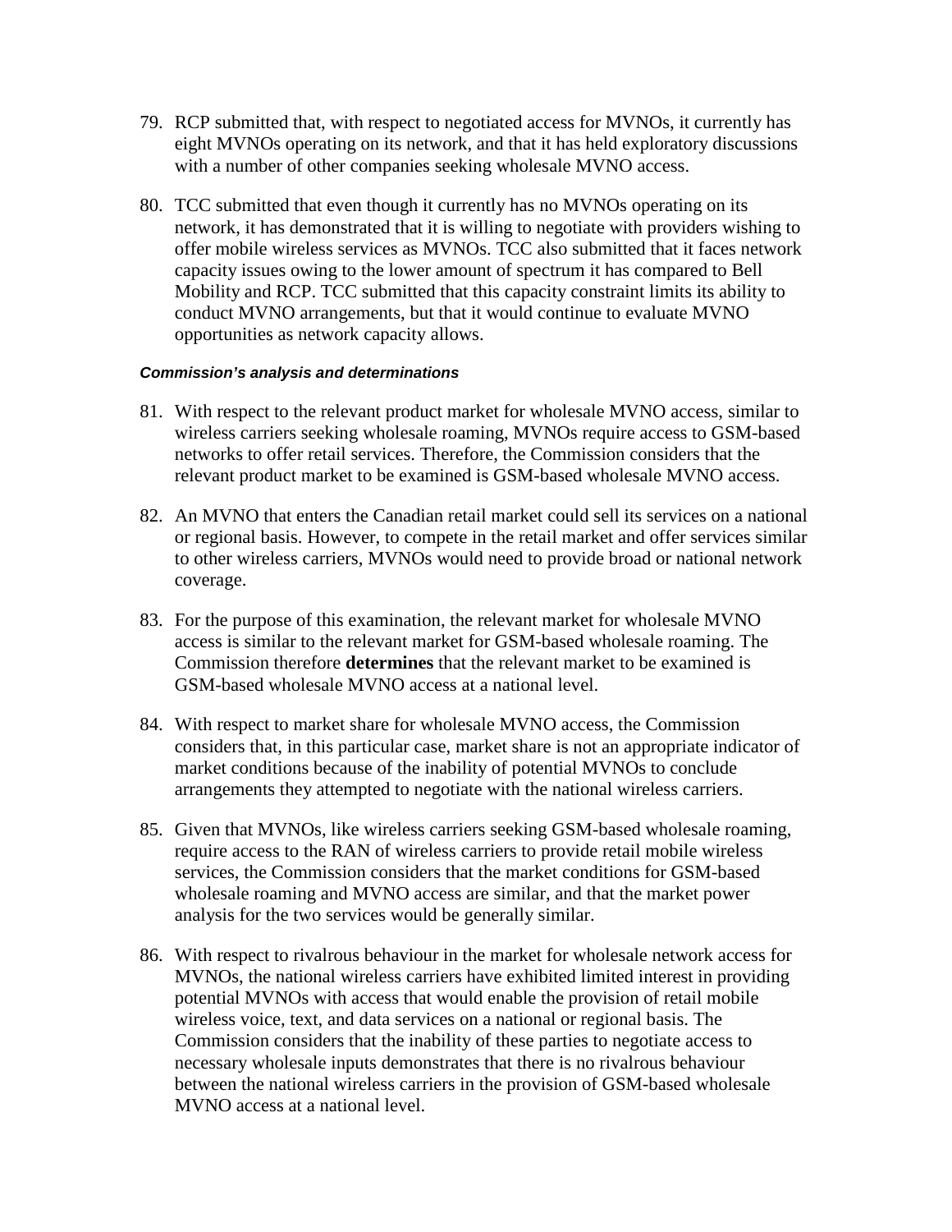79. RCP submitted that, with respect to negotiated access for MVNOs, it currently has eight MVNOs operating on its network, and that it has held exploratory discussions with a number of other companies seeking wholesale MVNO access.

80. TCC submitted that even though it currently has no MVNOs operating on its network, it has demonstrated that it is willing to negotiate with providers wishing to offer mobile wireless services as MVNOs. TCC also submitted that it faces network capacity issues owing to the lower amount of spectrum it has compared to Bell Mobility and RCP. TCC submitted that this capacity constraint limits its ability to conduct MVNO arrangements, but that it would continue to evaluate MVNO opportunities as network capacity allows.

#### *Commission's analysis and determinations*

81. With respect to the relevant product market for wholesale MVNO access, similar to wireless carriers seeking wholesale roaming, MVNOs require access to GSM-based networks to offer retail services. Therefore, the Commission considers that the relevant product market to be examined is GSM-based wholesale MVNO access.

82. An MVNO that enters the Canadian retail market could sell its services on a national or regional basis. However, to compete in the retail market and offer services similar to other wireless carriers, MVNOs would need to provide broad or national network coverage.

83. For the purpose of this examination, the relevant market for wholesale MVNO access is similar to the relevant market for GSM-based wholesale roaming. The Commission therefore **determines** that the relevant market to be examined is GSM-based wholesale MVNO access at a national level.

84. With respect to market share for wholesale MVNO access, the Commission considers that, in this particular case, market share is not an appropriate indicator of market conditions because of the inability of potential MVNOs to conclude arrangements they attempted to negotiate with the national wireless carriers.

85. Given that MVNOs, like wireless carriers seeking GSM-based wholesale roaming, require access to the RAN of wireless carriers to provide retail mobile wireless services, the Commission considers that the market conditions for GSM-based wholesale roaming and MVNO access are similar, and that the market power analysis for the two services would be generally similar.

86. With respect to rivalrous behaviour in the market for wholesale network access for MVNOs, the national wireless carriers have exhibited limited interest in providing potential MVNOs with access that would enable the provision of retail mobile wireless voice, text, and data services on a national or regional basis. The Commission considers that the inability of these parties to negotiate access to necessary wholesale inputs demonstrates that there is no rivalrous behaviour between the national wireless carriers in the provision of GSM-based wholesale MVNO access at a national level.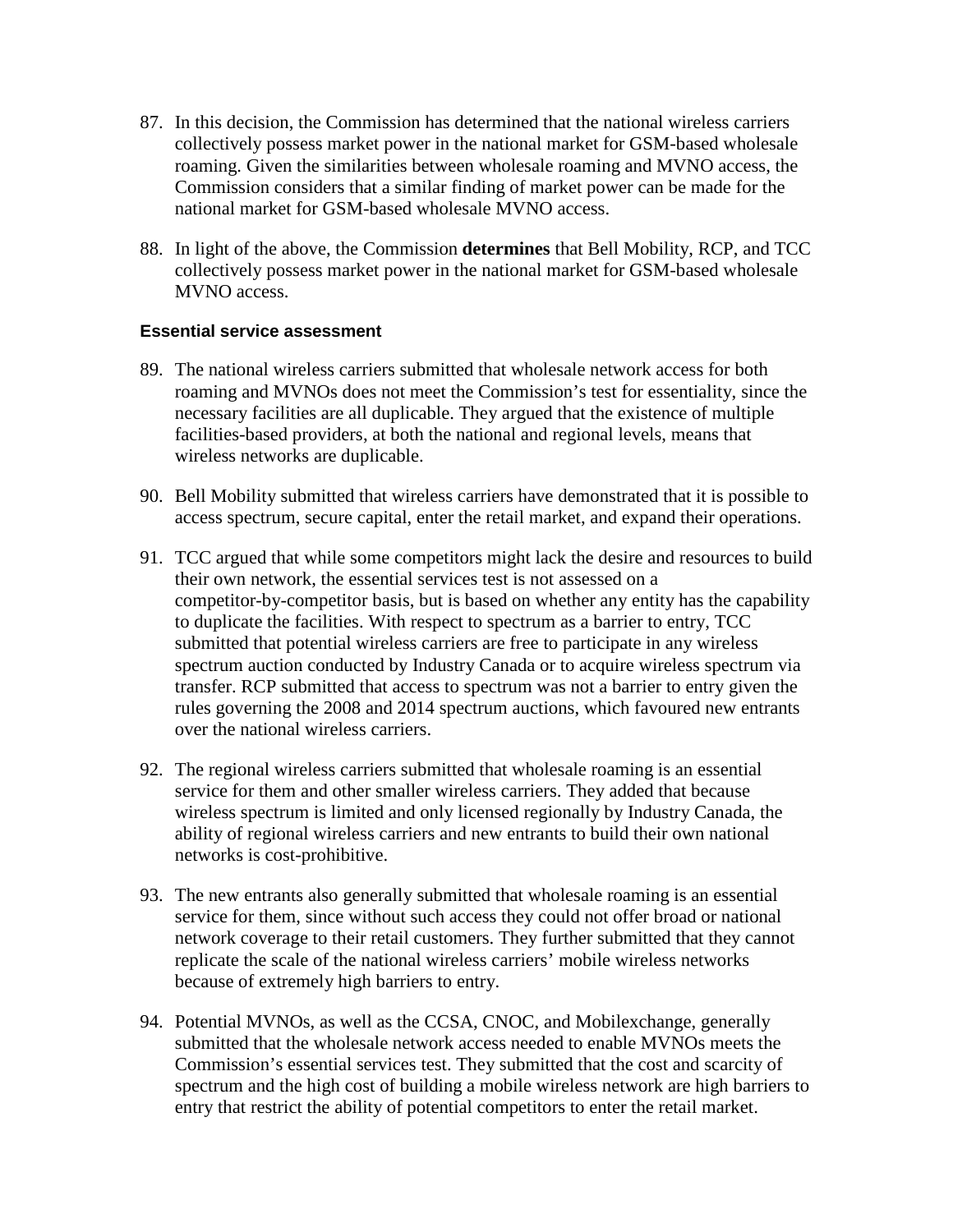87. In this decision, the Commission has determined that the national wireless carriers collectively possess market power in the national market for GSM-based wholesale roaming. Given the similarities between wholesale roaming and MVNO access, the Commission considers that a similar finding of market power can be made for the national market for GSM-based wholesale MVNO access.

88. In light of the above, the Commission **determines** that Bell Mobility, RCP, and TCC collectively possess market power in the national market for GSM-based wholesale MVNO access.

### Essential service assessment

89. The national wireless carriers submitted that wholesale network access for both roaming and MVNOs does not meet the Commission's test for essentiality, since the necessary facilities are all duplicable. They argued that the existence of multiple facilities-based providers, at both the national and regional levels, means that wireless networks are duplicable.

90. Bell Mobility submitted that wireless carriers have demonstrated that it is possible to access spectrum, secure capital, enter the retail market, and expand their operations.

91. TCC argued that while some competitors might lack the desire and resources to build their own network, the essential services test is not assessed on a competitor-by-competitor basis, but is based on whether any entity has the capability to duplicate the facilities. With respect to spectrum as a barrier to entry, TCC submitted that potential wireless carriers are free to participate in any wireless spectrum auction conducted by Industry Canada or to acquire wireless spectrum via transfer. RCP submitted that access to spectrum was not a barrier to entry given the rules governing the 2008 and 2014 spectrum auctions, which favoured new entrants over the national wireless carriers.

92. The regional wireless carriers submitted that wholesale roaming is an essential service for them and other smaller wireless carriers. They added that because wireless spectrum is limited and only licensed regionally by Industry Canada, the ability of regional wireless carriers and new entrants to build their own national networks is cost-prohibitive.

93. The new entrants also generally submitted that wholesale roaming is an essential service for them, since without such access they could not offer broad or national network coverage to their retail customers. They further submitted that they cannot replicate the scale of the national wireless carriers' mobile wireless networks because of extremely high barriers to entry.

94. Potential MVNOs, as well as the CCSA, CNOC, and Mobilexchange, generally submitted that the wholesale network access needed to enable MVNOs meets the Commission's essential services test. They submitted that the cost and scarcity of spectrum and the high cost of building a mobile wireless network are high barriers to entry that restrict the ability of potential competitors to enter the retail market.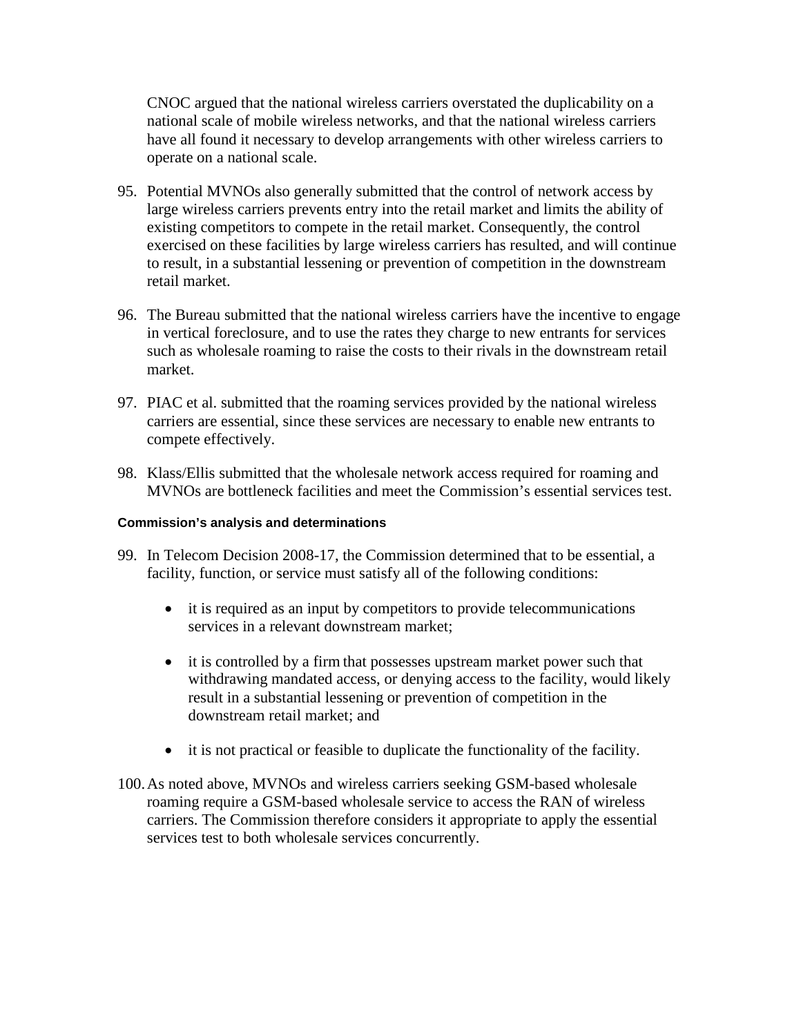CNOC argued that the national wireless carriers overstated the duplicability on a national scale of mobile wireless networks, and that the national wireless carriers have all found it necessary to develop arrangements with other wireless carriers to operate on a national scale.

95. Potential MVNOs also generally submitted that the control of network access by large wireless carriers prevents entry into the retail market and limits the ability of existing competitors to compete in the retail market. Consequently, the control exercised on these facilities by large wireless carriers has resulted, and will continue to result, in a substantial lessening or prevention of competition in the downstream retail market.

96. The Bureau submitted that the national wireless carriers have the incentive to engage in vertical foreclosure, and to use the rates they charge to new entrants for services such as wholesale roaming to raise the costs to their rivals in the downstream retail market.

97. PIAC et al. submitted that the roaming services provided by the national wireless carriers are essential, since these services are necessary to enable new entrants to compete effectively.

98. Klass/Ellis submitted that the wholesale network access required for roaming and MVNOs are bottleneck facilities and meet the Commission's essential services test.

#### Commission's analysis and determinations

99. In Telecom Decision 2008-17, the Commission determined that to be essential, a facility, function, or service must satisfy all of the following conditions:

    - it is required as an input by competitors to provide telecommunications services in a relevant downstream market;
    - it is controlled by a firm that possesses upstream market power such that withdrawing mandated access, or denying access to the facility, would likely result in a substantial lessening or prevention of competition in the downstream retail market; and
    - it is not practical or feasible to duplicate the functionality of the facility.

100. As noted above, MVNOs and wireless carriers seeking GSM-based wholesale roaming require a GSM-based wholesale service to access the RAN of wireless carriers. The Commission therefore considers it appropriate to apply the essential services test to both wholesale services concurrently.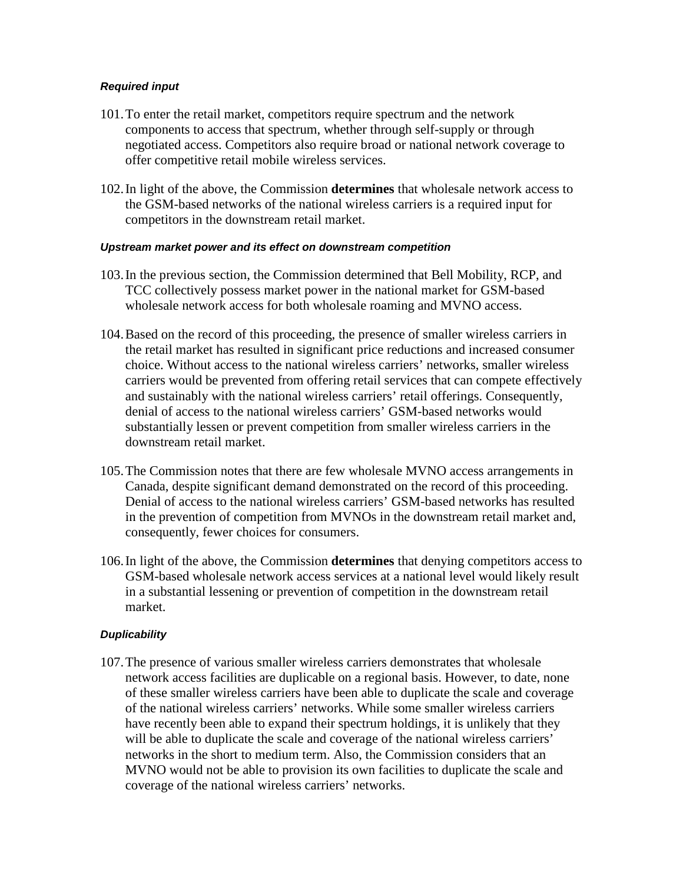*Required input*

101. To enter the retail market, competitors require spectrum and the network components to access that spectrum, whether through self-supply or through negotiated access. Competitors also require broad or national network coverage to offer competitive retail mobile wireless services.

102. In light of the above, the Commission **determines** that wholesale network access to the GSM-based networks of the national wireless carriers is a required input for competitors in the downstream retail market.

*Upstream market power and its effect on downstream competition*

103. In the previous section, the Commission determined that Bell Mobility, RCP, and TCC collectively possess market power in the national market for GSM-based wholesale network access for both wholesale roaming and MVNO access.

104. Based on the record of this proceeding, the presence of smaller wireless carriers in the retail market has resulted in significant price reductions and increased consumer choice. Without access to the national wireless carriers' networks, smaller wireless carriers would be prevented from offering retail services that can compete effectively and sustainably with the national wireless carriers' retail offerings. Consequently, denial of access to the national wireless carriers' GSM-based networks would substantially lessen or prevent competition from smaller wireless carriers in the downstream retail market.

105. The Commission notes that there are few wholesale MVNO access arrangements in Canada, despite significant demand demonstrated on the record of this proceeding. Denial of access to the national wireless carriers' GSM-based networks has resulted in the prevention of competition from MVNOs in the downstream retail market and, consequently, fewer choices for consumers.

106. In light of the above, the Commission **determines** that denying competitors access to GSM-based wholesale network access services at a national level would likely result in a substantial lessening or prevention of competition in the downstream retail market.

*Duplicability*

107. The presence of various smaller wireless carriers demonstrates that wholesale network access facilities are duplicable on a regional basis. However, to date, none of these smaller wireless carriers have been able to duplicate the scale and coverage of the national wireless carriers' networks. While some smaller wireless carriers have recently been able to expand their spectrum holdings, it is unlikely that they will be able to duplicate the scale and coverage of the national wireless carriers' networks in the short to medium term. Also, the Commission considers that an MVNO would not be able to provision its own facilities to duplicate the scale and coverage of the national wireless carriers' networks.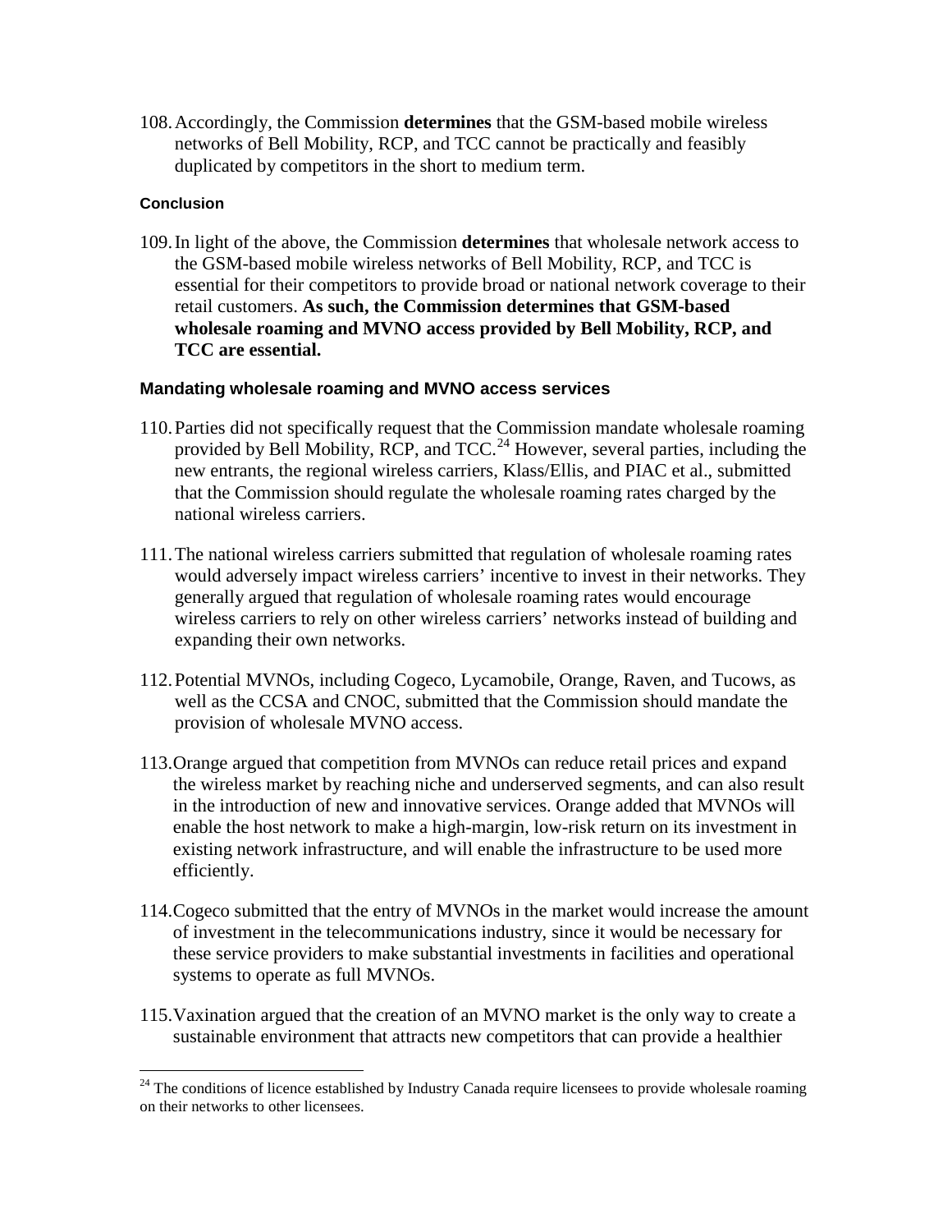108. Accordingly, the Commission **determines** that the GSM-based mobile wireless networks of Bell Mobility, RCP, and TCC cannot be practically and feasibly duplicated by competitors in the short to medium term.

#### Conclusion

109. In light of the above, the Commission **determines** that wholesale network access to the GSM-based mobile wireless networks of Bell Mobility, RCP, and TCC is essential for their competitors to provide broad or national network coverage to their retail customers. **As such, the Commission determines that GSM-based wholesale roaming and MVNO access provided by Bell Mobility, RCP, and TCC are essential.**

### Mandating wholesale roaming and MVNO access services

110. Parties did not specifically request that the Commission mandate wholesale roaming provided by Bell Mobility, RCP, and TCC.[24] However, several parties, including the new entrants, the regional wireless carriers, Klass/Ellis, and PIAC et al., submitted that the Commission should regulate the wholesale roaming rates charged by the national wireless carriers.

111. The national wireless carriers submitted that regulation of wholesale roaming rates would adversely impact wireless carriers' incentive to invest in their networks. They generally argued that regulation of wholesale roaming rates would encourage wireless carriers to rely on other wireless carriers' networks instead of building and expanding their own networks.

112. Potential MVNOs, including Cogeco, Lycamobile, Orange, Raven, and Tucows, as well as the CCSA and CNOC, submitted that the Commission should mandate the provision of wholesale MVNO access.

113. Orange argued that competition from MVNOs can reduce retail prices and expand the wireless market by reaching niche and underserved segments, and can also result in the introduction of new and innovative services. Orange added that MVNOs will enable the host network to make a high-margin, low-risk return on its investment in existing network infrastructure, and will enable the infrastructure to be used more efficiently.

114. Cogeco submitted that the entry of MVNOs in the market would increase the amount of investment in the telecommunications industry, since it would be necessary for these service providers to make substantial investments in facilities and operational systems to operate as full MVNOs.

115. Vaxination argued that the creation of an MVNO market is the only way to create a sustainable environment that attracts new competitors that can provide a healthier

---

[24] The conditions of licence established by Industry Canada require licensees to provide wholesale roaming on their networks to other licensees.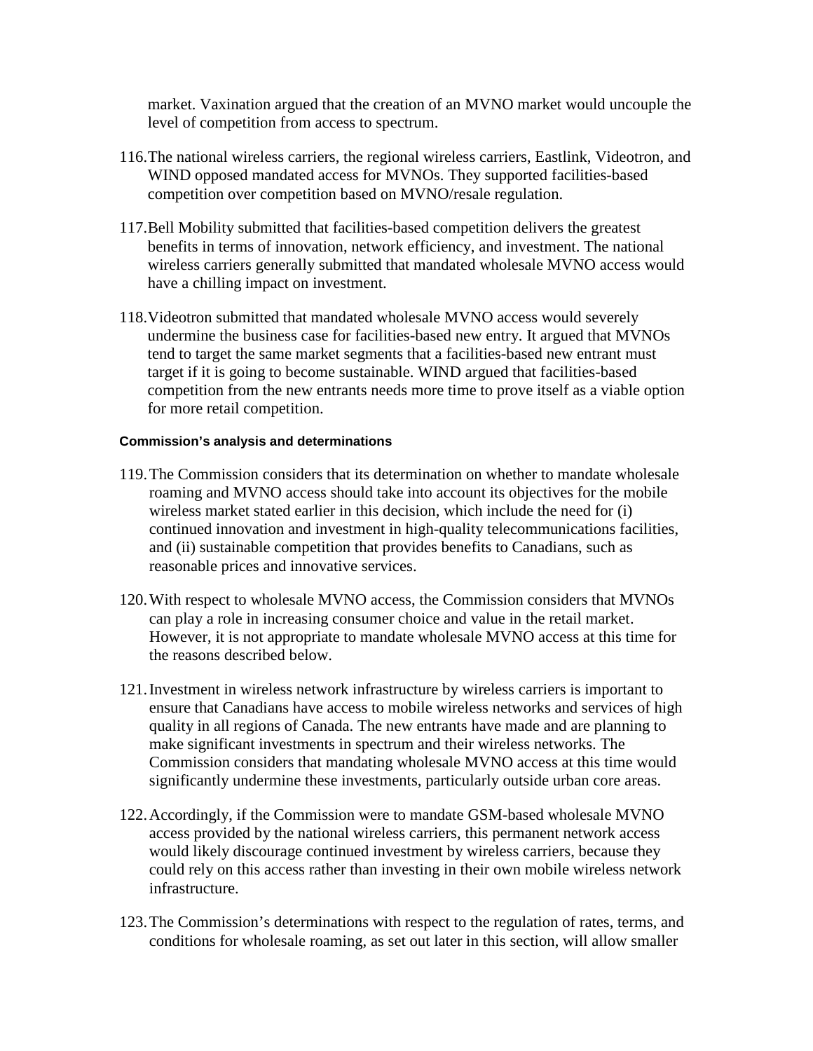market. Vaxination argued that the creation of an MVNO market would uncouple the level of competition from access to spectrum.

116. The national wireless carriers, the regional wireless carriers, Eastlink, Videotron, and WIND opposed mandated access for MVNOs. They supported facilities-based competition over competition based on MVNO/resale regulation.

117. Bell Mobility submitted that facilities-based competition delivers the greatest benefits in terms of innovation, network efficiency, and investment. The national wireless carriers generally submitted that mandated wholesale MVNO access would have a chilling impact on investment.

118. Videotron submitted that mandated wholesale MVNO access would severely undermine the business case for facilities-based new entry. It argued that MVNOs tend to target the same market segments that a facilities-based new entrant must target if it is going to become sustainable. WIND argued that facilities-based competition from the new entrants needs more time to prove itself as a viable option for more retail competition.

#### Commission's analysis and determinations

119. The Commission considers that its determination on whether to mandate wholesale roaming and MVNO access should take into account its objectives for the mobile wireless market stated earlier in this decision, which include the need for (i) continued innovation and investment in high-quality telecommunications facilities, and (ii) sustainable competition that provides benefits to Canadians, such as reasonable prices and innovative services.

120. With respect to wholesale MVNO access, the Commission considers that MVNOs can play a role in increasing consumer choice and value in the retail market. However, it is not appropriate to mandate wholesale MVNO access at this time for the reasons described below.

121. Investment in wireless network infrastructure by wireless carriers is important to ensure that Canadians have access to mobile wireless networks and services of high quality in all regions of Canada. The new entrants have made and are planning to make significant investments in spectrum and their wireless networks. The Commission considers that mandating wholesale MVNO access at this time would significantly undermine these investments, particularly outside urban core areas.

122. Accordingly, if the Commission were to mandate GSM-based wholesale MVNO access provided by the national wireless carriers, this permanent network access would likely discourage continued investment by wireless carriers, because they could rely on this access rather than investing in their own mobile wireless network infrastructure.

123. The Commission's determinations with respect to the regulation of rates, terms, and conditions for wholesale roaming, as set out later in this section, will allow smaller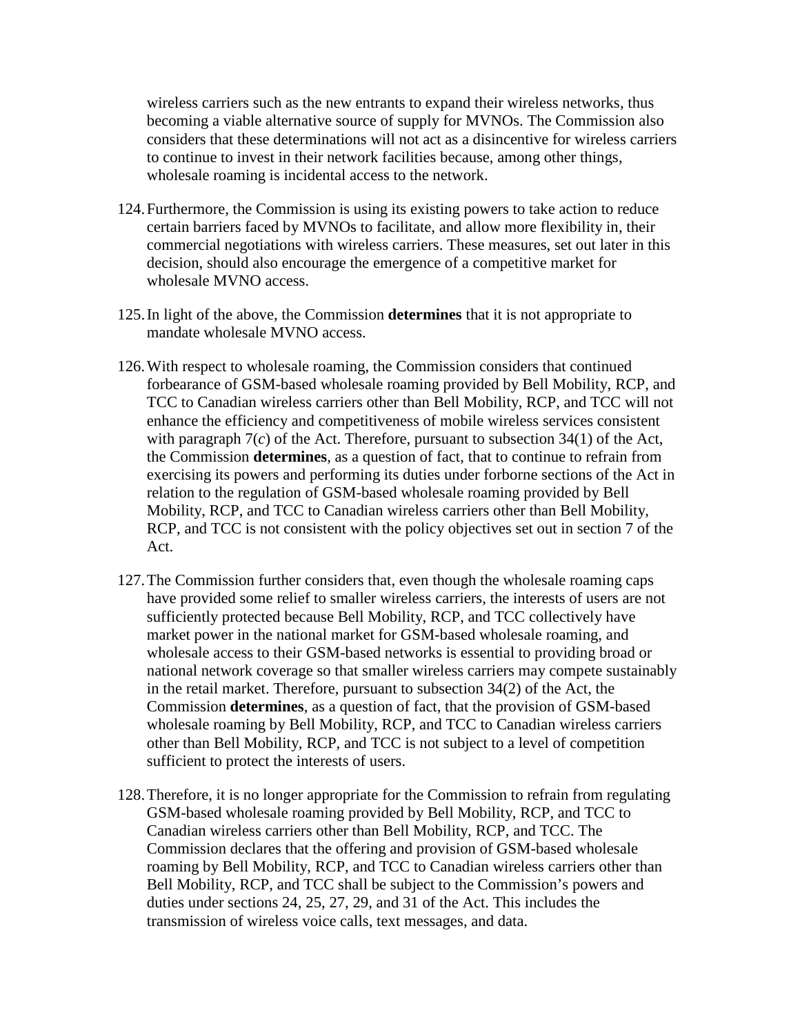wireless carriers such as the new entrants to expand their wireless networks, thus becoming a viable alternative source of supply for MVNOs. The Commission also considers that these determinations will not act as a disincentive for wireless carriers to continue to invest in their network facilities because, among other things, wholesale roaming is incidental access to the network.

124. Furthermore, the Commission is using its existing powers to take action to reduce certain barriers faced by MVNOs to facilitate, and allow more flexibility in, their commercial negotiations with wireless carriers. These measures, set out later in this decision, should also encourage the emergence of a competitive market for wholesale MVNO access.

125. In light of the above, the Commission **determines** that it is not appropriate to mandate wholesale MVNO access.

126. With respect to wholesale roaming, the Commission considers that continued forbearance of GSM-based wholesale roaming provided by Bell Mobility, RCP, and TCC to Canadian wireless carriers other than Bell Mobility, RCP, and TCC will not enhance the efficiency and competitiveness of mobile wireless services consistent with paragraph 7(*c*) of the Act. Therefore, pursuant to subsection 34(1) of the Act, the Commission **determines**, as a question of fact, that to continue to refrain from exercising its powers and performing its duties under forborne sections of the Act in relation to the regulation of GSM-based wholesale roaming provided by Bell Mobility, RCP, and TCC to Canadian wireless carriers other than Bell Mobility, RCP, and TCC is not consistent with the policy objectives set out in section 7 of the Act.

127. The Commission further considers that, even though the wholesale roaming caps have provided some relief to smaller wireless carriers, the interests of users are not sufficiently protected because Bell Mobility, RCP, and TCC collectively have market power in the national market for GSM-based wholesale roaming, and wholesale access to their GSM-based networks is essential to providing broad or national network coverage so that smaller wireless carriers may compete sustainably in the retail market. Therefore, pursuant to subsection 34(2) of the Act, the Commission **determines**, as a question of fact, that the provision of GSM-based wholesale roaming by Bell Mobility, RCP, and TCC to Canadian wireless carriers other than Bell Mobility, RCP, and TCC is not subject to a level of competition sufficient to protect the interests of users.

128. Therefore, it is no longer appropriate for the Commission to refrain from regulating GSM-based wholesale roaming provided by Bell Mobility, RCP, and TCC to Canadian wireless carriers other than Bell Mobility, RCP, and TCC. The Commission declares that the offering and provision of GSM-based wholesale roaming by Bell Mobility, RCP, and TCC to Canadian wireless carriers other than Bell Mobility, RCP, and TCC shall be subject to the Commission's powers and duties under sections 24, 25, 27, 29, and 31 of the Act. This includes the transmission of wireless voice calls, text messages, and data.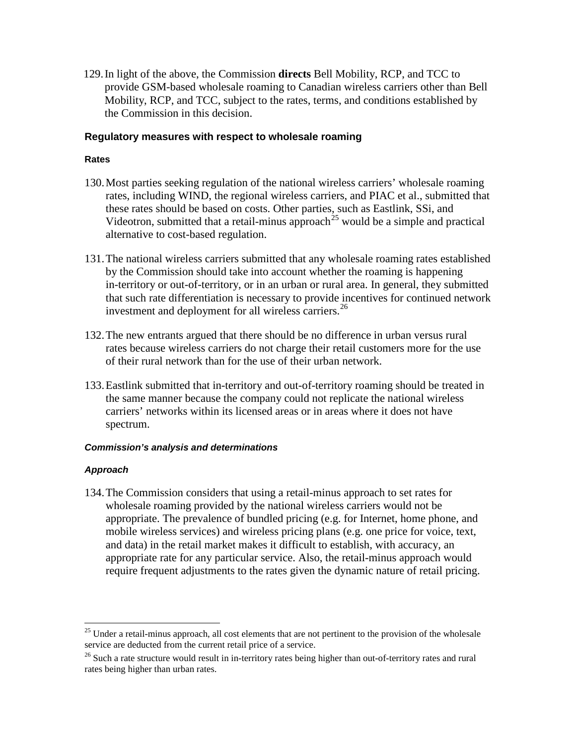129. In light of the above, the Commission **directs** Bell Mobility, RCP, and TCC to provide GSM-based wholesale roaming to Canadian wireless carriers other than Bell Mobility, RCP, and TCC, subject to the rates, terms, and conditions established by the Commission in this decision.

### Regulatory measures with respect to wholesale roaming

#### Rates

130. Most parties seeking regulation of the national wireless carriers' wholesale roaming rates, including WIND, the regional wireless carriers, and PIAC et al., submitted that these rates should be based on costs. Other parties, such as Eastlink, SSi, and Videotron, submitted that a retail-minus approach[25] would be a simple and practical alternative to cost-based regulation.

131. The national wireless carriers submitted that any wholesale roaming rates established by the Commission should take into account whether the roaming is happening in-territory or out-of-territory, or in an urban or rural area. In general, they submitted that such rate differentiation is necessary to provide incentives for continued network investment and deployment for all wireless carriers.[26]

132. The new entrants argued that there should be no difference in urban versus rural rates because wireless carriers do not charge their retail customers more for the use of their rural network than for the use of their urban network.

133. Eastlink submitted that in-territory and out-of-territory roaming should be treated in the same manner because the company could not replicate the national wireless carriers' networks within its licensed areas or in areas where it does not have spectrum.

#### *Commission's analysis and determinations*

#### *Approach*

134. The Commission considers that using a retail-minus approach to set rates for wholesale roaming provided by the national wireless carriers would not be appropriate. The prevalence of bundled pricing (e.g. for Internet, home phone, and mobile wireless services) and wireless pricing plans (e.g. one price for voice, text, and data) in the retail market makes it difficult to establish, with accuracy, an appropriate rate for any particular service. Also, the retail-minus approach would require frequent adjustments to the rates given the dynamic nature of retail pricing.

---

[25] Under a retail-minus approach, all cost elements that are not pertinent to the provision of the wholesale service are deducted from the current retail price of a service.

[26] Such a rate structure would result in in-territory rates being higher than out-of-territory rates and rural rates being higher than urban rates.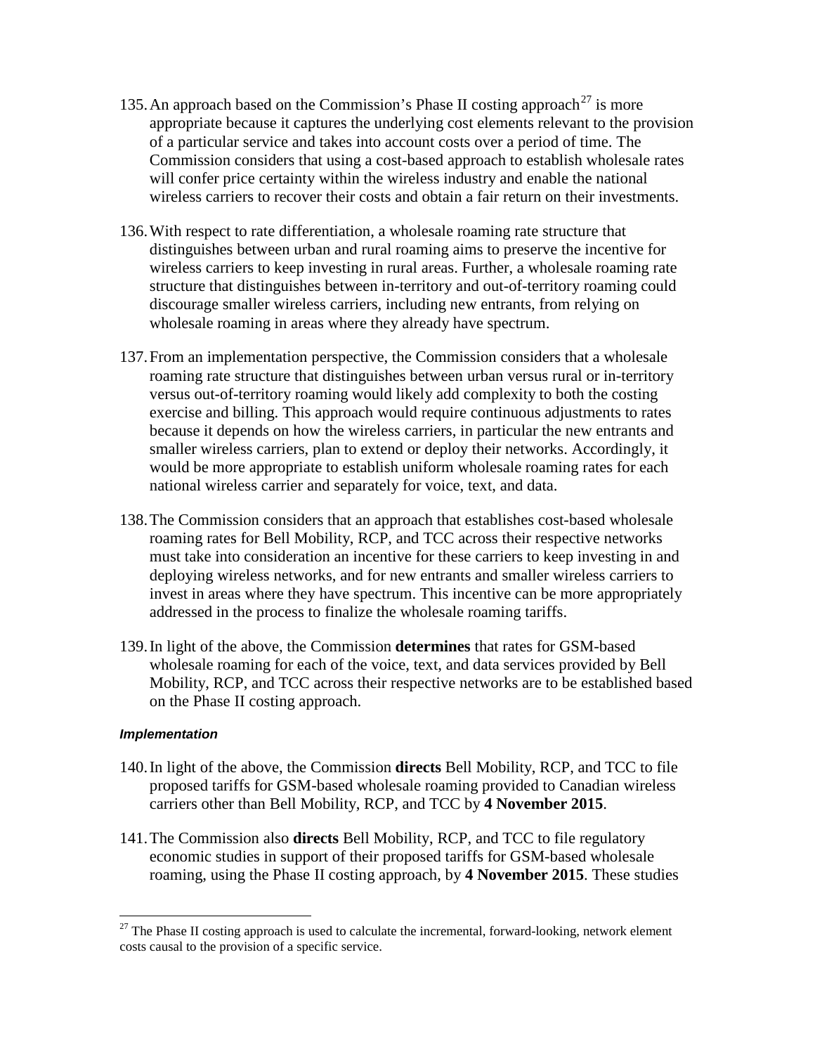135. An approach based on the Commission's Phase II costing approach[27] is more appropriate because it captures the underlying cost elements relevant to the provision of a particular service and takes into account costs over a period of time. The Commission considers that using a cost-based approach to establish wholesale rates will confer price certainty within the wireless industry and enable the national wireless carriers to recover their costs and obtain a fair return on their investments.

136. With respect to rate differentiation, a wholesale roaming rate structure that distinguishes between urban and rural roaming aims to preserve the incentive for wireless carriers to keep investing in rural areas. Further, a wholesale roaming rate structure that distinguishes between in-territory and out-of-territory roaming could discourage smaller wireless carriers, including new entrants, from relying on wholesale roaming in areas where they already have spectrum.

137. From an implementation perspective, the Commission considers that a wholesale roaming rate structure that distinguishes between urban versus rural or in-territory versus out-of-territory roaming would likely add complexity to both the costing exercise and billing. This approach would require continuous adjustments to rates because it depends on how the wireless carriers, in particular the new entrants and smaller wireless carriers, plan to extend or deploy their networks. Accordingly, it would be more appropriate to establish uniform wholesale roaming rates for each national wireless carrier and separately for voice, text, and data.

138. The Commission considers that an approach that establishes cost-based wholesale roaming rates for Bell Mobility, RCP, and TCC across their respective networks must take into consideration an incentive for these carriers to keep investing in and deploying wireless networks, and for new entrants and smaller wireless carriers to invest in areas where they have spectrum. This incentive can be more appropriately addressed in the process to finalize the wholesale roaming tariffs.

139. In light of the above, the Commission **determines** that rates for GSM-based wholesale roaming for each of the voice, text, and data services provided by Bell Mobility, RCP, and TCC across their respective networks are to be established based on the Phase II costing approach.

#### *Implementation*

140. In light of the above, the Commission **directs** Bell Mobility, RCP, and TCC to file proposed tariffs for GSM-based wholesale roaming provided to Canadian wireless carriers other than Bell Mobility, RCP, and TCC by **4 November 2015**.

141. The Commission also **directs** Bell Mobility, RCP, and TCC to file regulatory economic studies in support of their proposed tariffs for GSM-based wholesale roaming, using the Phase II costing approach, by **4 November 2015**. These studies

---

[27] The Phase II costing approach is used to calculate the incremental, forward-looking, network element costs causal to the provision of a specific service.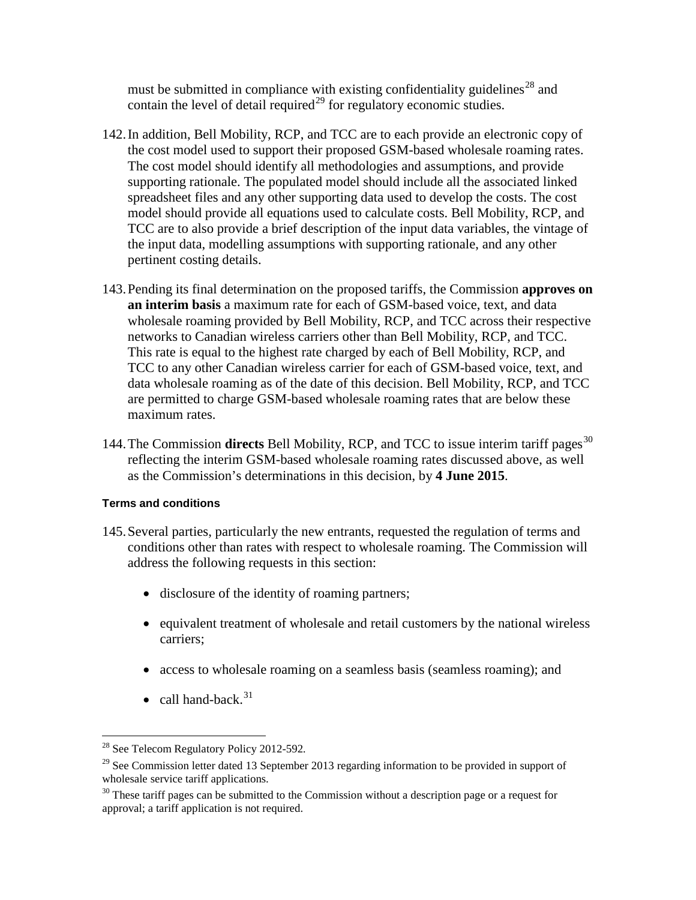must be submitted in compliance with existing confidentiality guidelines[28] and contain the level of detail required[29] for regulatory economic studies.

142. In addition, Bell Mobility, RCP, and TCC are to each provide an electronic copy of the cost model used to support their proposed GSM-based wholesale roaming rates. The cost model should identify all methodologies and assumptions, and provide supporting rationale. The populated model should include all the associated linked spreadsheet files and any other supporting data used to develop the costs. The cost model should provide all equations used to calculate costs. Bell Mobility, RCP, and TCC are to also provide a brief description of the input data variables, the vintage of the input data, modelling assumptions with supporting rationale, and any other pertinent costing details.

143. Pending its final determination on the proposed tariffs, the Commission **approves on an interim basis** a maximum rate for each of GSM-based voice, text, and data wholesale roaming provided by Bell Mobility, RCP, and TCC across their respective networks to Canadian wireless carriers other than Bell Mobility, RCP, and TCC. This rate is equal to the highest rate charged by each of Bell Mobility, RCP, and TCC to any other Canadian wireless carrier for each of GSM-based voice, text, and data wholesale roaming as of the date of this decision. Bell Mobility, RCP, and TCC are permitted to charge GSM-based wholesale roaming rates that are below these maximum rates.

144. The Commission **directs** Bell Mobility, RCP, and TCC to issue interim tariff pages[30] reflecting the interim GSM-based wholesale roaming rates discussed above, as well as the Commission's determinations in this decision, by **4 June 2015**.

#### Terms and conditions

145. Several parties, particularly the new entrants, requested the regulation of terms and conditions other than rates with respect to wholesale roaming. The Commission will address the following requests in this section:

- disclosure of the identity of roaming partners;
- equivalent treatment of wholesale and retail customers by the national wireless carriers;
- access to wholesale roaming on a seamless basis (seamless roaming); and
- call hand-back.[31]

---

[28] See Telecom Regulatory Policy 2012-592.

[29] See Commission letter dated 13 September 2013 regarding information to be provided in support of wholesale service tariff applications.

[30] These tariff pages can be submitted to the Commission without a description page or a request for approval; a tariff application is not required.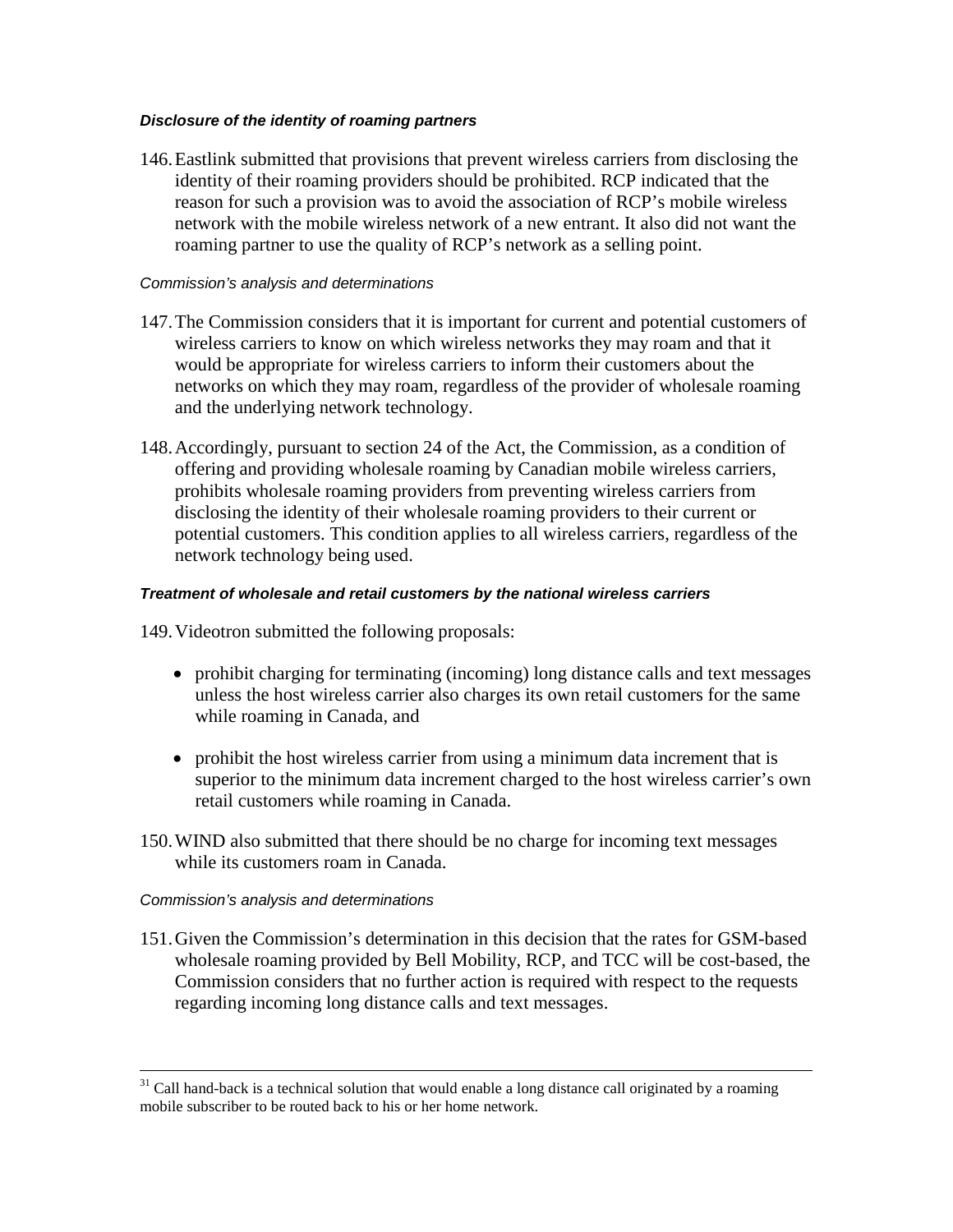#### ***Disclosure of the identity of roaming partners***

146. Eastlink submitted that provisions that prevent wireless carriers from disclosing the identity of their roaming providers should be prohibited. RCP indicated that the reason for such a provision was to avoid the association of RCP's mobile wireless network with the mobile wireless network of a new entrant. It also did not want the roaming partner to use the quality of RCP's network as a selling point.

*Commission's analysis and determinations*

147. The Commission considers that it is important for current and potential customers of wireless carriers to know on which wireless networks they may roam and that it would be appropriate for wireless carriers to inform their customers about the networks on which they may roam, regardless of the provider of wholesale roaming and the underlying network technology.

148. Accordingly, pursuant to section 24 of the Act, the Commission, as a condition of offering and providing wholesale roaming by Canadian mobile wireless carriers, prohibits wholesale roaming providers from preventing wireless carriers from disclosing the identity of their wholesale roaming providers to their current or potential customers. This condition applies to all wireless carriers, regardless of the network technology being used.

#### ***Treatment of wholesale and retail customers by the national wireless carriers***

149. Videotron submitted the following proposals:

- prohibit charging for terminating (incoming) long distance calls and text messages unless the host wireless carrier also charges its own retail customers for the same while roaming in Canada, and
- prohibit the host wireless carrier from using a minimum data increment that is superior to the minimum data increment charged to the host wireless carrier's own retail customers while roaming in Canada.

150. WIND also submitted that there should be no charge for incoming text messages while its customers roam in Canada.

*Commission's analysis and determinations*

151. Given the Commission's determination in this decision that the rates for GSM-based wholesale roaming provided by Bell Mobility, RCP, and TCC will be cost-based, the Commission considers that no further action is required with respect to the requests regarding incoming long distance calls and text messages.

---

[31] Call hand-back is a technical solution that would enable a long distance call originated by a roaming mobile subscriber to be routed back to his or her home network.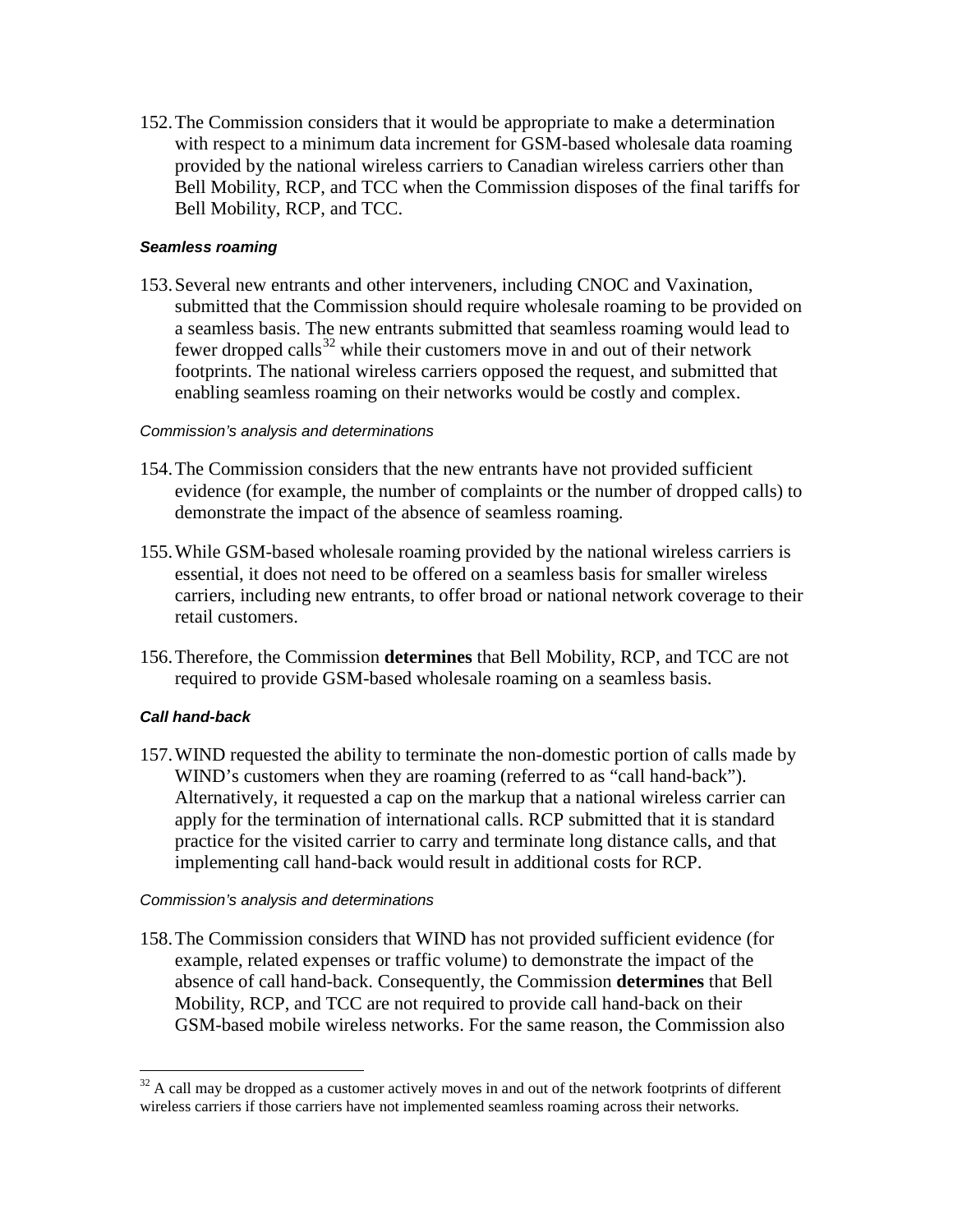152. The Commission considers that it would be appropriate to make a determination with respect to a minimum data increment for GSM-based wholesale data roaming provided by the national wireless carriers to Canadian wireless carriers other than Bell Mobility, RCP, and TCC when the Commission disposes of the final tariffs for Bell Mobility, RCP, and TCC.

#### *Seamless roaming*

153. Several new entrants and other interveners, including CNOC and Vaxination, submitted that the Commission should require wholesale roaming to be provided on a seamless basis. The new entrants submitted that seamless roaming would lead to fewer dropped calls[32] while their customers move in and out of their network footprints. The national wireless carriers opposed the request, and submitted that enabling seamless roaming on their networks would be costly and complex.

*Commission's analysis and determinations*

154. The Commission considers that the new entrants have not provided sufficient evidence (for example, the number of complaints or the number of dropped calls) to demonstrate the impact of the absence of seamless roaming.

155. While GSM-based wholesale roaming provided by the national wireless carriers is essential, it does not need to be offered on a seamless basis for smaller wireless carriers, including new entrants, to offer broad or national network coverage to their retail customers.

156. Therefore, the Commission **determines** that Bell Mobility, RCP, and TCC are not required to provide GSM-based wholesale roaming on a seamless basis.

#### *Call hand-back*

157. WIND requested the ability to terminate the non-domestic portion of calls made by WIND's customers when they are roaming (referred to as "call hand-back"). Alternatively, it requested a cap on the markup that a national wireless carrier can apply for the termination of international calls. RCP submitted that it is standard practice for the visited carrier to carry and terminate long distance calls, and that implementing call hand-back would result in additional costs for RCP.

*Commission's analysis and determinations*

158. The Commission considers that WIND has not provided sufficient evidence (for example, related expenses or traffic volume) to demonstrate the impact of the absence of call hand-back. Consequently, the Commission **determines** that Bell Mobility, RCP, and TCC are not required to provide call hand-back on their GSM-based mobile wireless networks. For the same reason, the Commission also

---

[32] A call may be dropped as a customer actively moves in and out of the network footprints of different wireless carriers if those carriers have not implemented seamless roaming across their networks.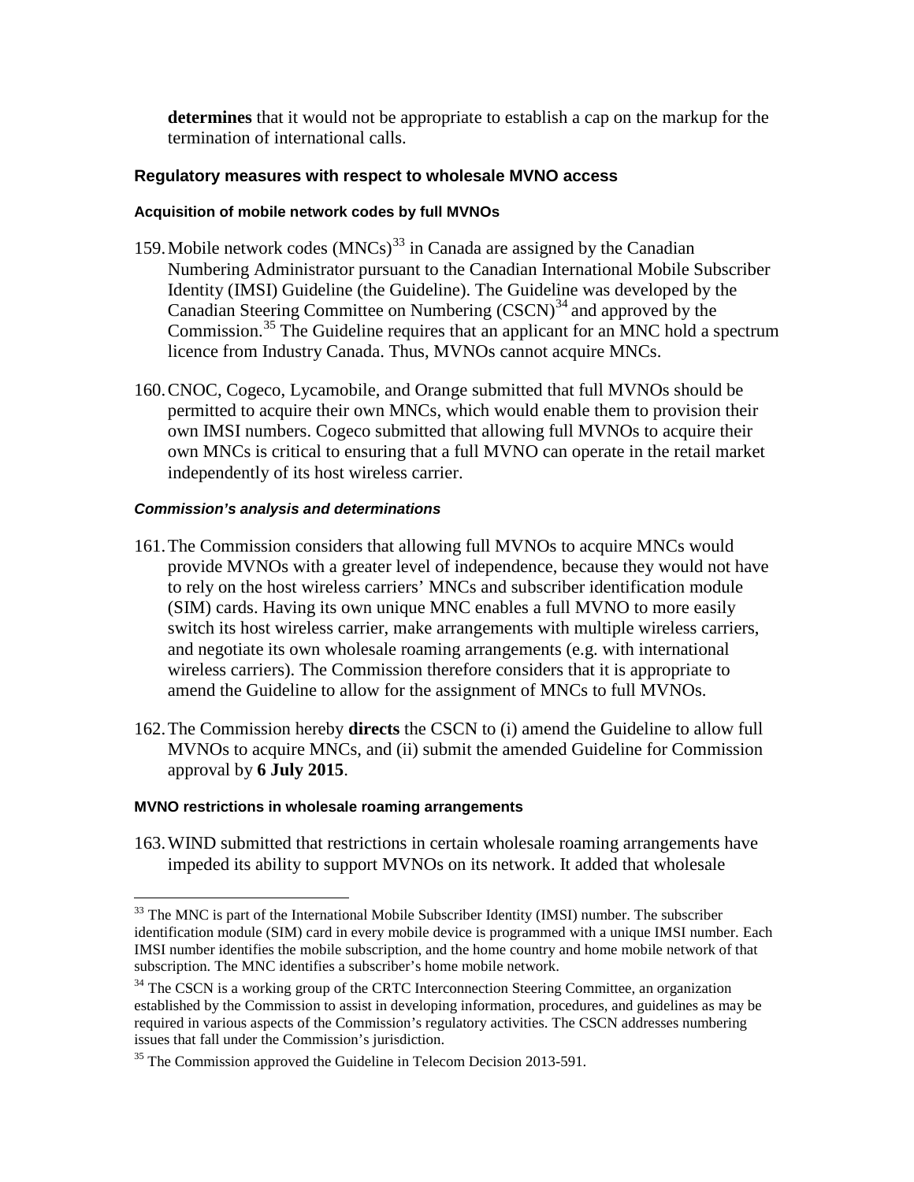**determines** that it would not be appropriate to establish a cap on the markup for the termination of international calls.

### Regulatory measures with respect to wholesale MVNO access

#### Acquisition of mobile network codes by full MVNOs

159. Mobile network codes (MNCs)[33] in Canada are assigned by the Canadian Numbering Administrator pursuant to the Canadian International Mobile Subscriber Identity (IMSI) Guideline (the Guideline). The Guideline was developed by the Canadian Steering Committee on Numbering (CSCN)[34] and approved by the Commission.[35] The Guideline requires that an applicant for an MNC hold a spectrum licence from Industry Canada. Thus, MVNOs cannot acquire MNCs.

160. CNOC, Cogeco, Lycamobile, and Orange submitted that full MVNOs should be permitted to acquire their own MNCs, which would enable them to provision their own IMSI numbers. Cogeco submitted that allowing full MVNOs to acquire their own MNCs is critical to ensuring that a full MVNO can operate in the retail market independently of its host wireless carrier.

#### *Commission's analysis and determinations*

161. The Commission considers that allowing full MVNOs to acquire MNCs would provide MVNOs with a greater level of independence, because they would not have to rely on the host wireless carriers' MNCs and subscriber identification module (SIM) cards. Having its own unique MNC enables a full MVNO to more easily switch its host wireless carrier, make arrangements with multiple wireless carriers, and negotiate its own wholesale roaming arrangements (e.g. with international wireless carriers). The Commission therefore considers that it is appropriate to amend the Guideline to allow for the assignment of MNCs to full MVNOs.

162. The Commission hereby **directs** the CSCN to (i) amend the Guideline to allow full MVNOs to acquire MNCs, and (ii) submit the amended Guideline for Commission approval by **6 July 2015**.

#### MVNO restrictions in wholesale roaming arrangements

163. WIND submitted that restrictions in certain wholesale roaming arrangements have impeded its ability to support MVNOs on its network. It added that wholesale

---

[33] The MNC is part of the International Mobile Subscriber Identity (IMSI) number. The subscriber identification module (SIM) card in every mobile device is programmed with a unique IMSI number. Each IMSI number identifies the mobile subscription, and the home country and home mobile network of that subscription. The MNC identifies a subscriber's home mobile network.

[34] The CSCN is a working group of the CRTC Interconnection Steering Committee, an organization established by the Commission to assist in developing information, procedures, and guidelines as may be required in various aspects of the Commission's regulatory activities. The CSCN addresses numbering issues that fall under the Commission's jurisdiction.

[35] The Commission approved the Guideline in Telecom Decision 2013-591.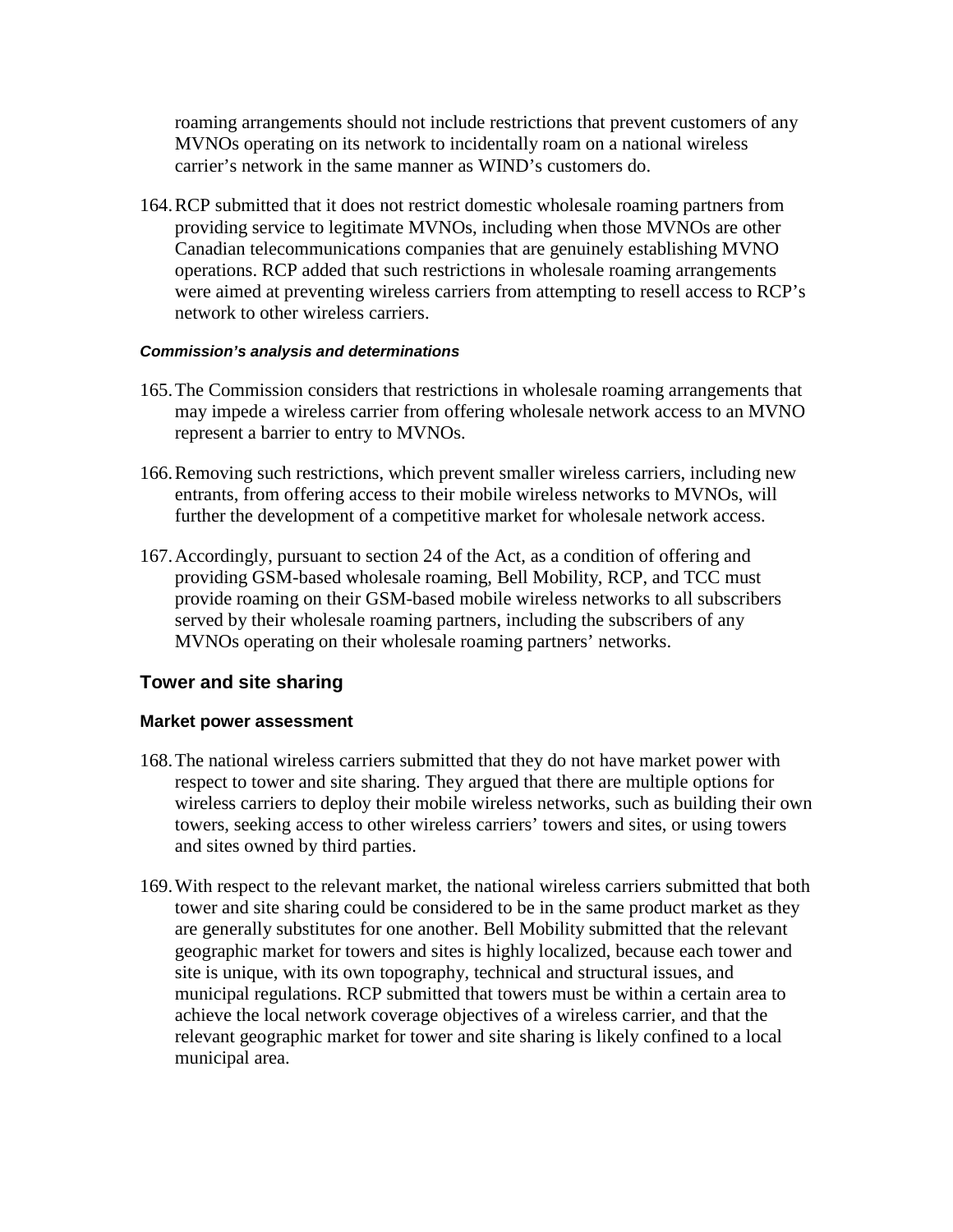roaming arrangements should not include restrictions that prevent customers of any MVNOs operating on its network to incidentally roam on a national wireless carrier's network in the same manner as WIND's customers do.

164. RCP submitted that it does not restrict domestic wholesale roaming partners from providing service to legitimate MVNOs, including when those MVNOs are other Canadian telecommunications companies that are genuinely establishing MVNO operations. RCP added that such restrictions in wholesale roaming arrangements were aimed at preventing wireless carriers from attempting to resell access to RCP's network to other wireless carriers.

#### *Commission's analysis and determinations*

165. The Commission considers that restrictions in wholesale roaming arrangements that may impede a wireless carrier from offering wholesale network access to an MVNO represent a barrier to entry to MVNOs.

166. Removing such restrictions, which prevent smaller wireless carriers, including new entrants, from offering access to their mobile wireless networks to MVNOs, will further the development of a competitive market for wholesale network access.

167. Accordingly, pursuant to section 24 of the Act, as a condition of offering and providing GSM-based wholesale roaming, Bell Mobility, RCP, and TCC must provide roaming on their GSM-based mobile wireless networks to all subscribers served by their wholesale roaming partners, including the subscribers of any MVNOs operating on their wholesale roaming partners' networks.

## Tower and site sharing

### Market power assessment

168. The national wireless carriers submitted that they do not have market power with respect to tower and site sharing. They argued that there are multiple options for wireless carriers to deploy their mobile wireless networks, such as building their own towers, seeking access to other wireless carriers' towers and sites, or using towers and sites owned by third parties.

169. With respect to the relevant market, the national wireless carriers submitted that both tower and site sharing could be considered to be in the same product market as they are generally substitutes for one another. Bell Mobility submitted that the relevant geographic market for towers and sites is highly localized, because each tower and site is unique, with its own topography, technical and structural issues, and municipal regulations. RCP submitted that towers must be within a certain area to achieve the local network coverage objectives of a wireless carrier, and that the relevant geographic market for tower and site sharing is likely confined to a local municipal area.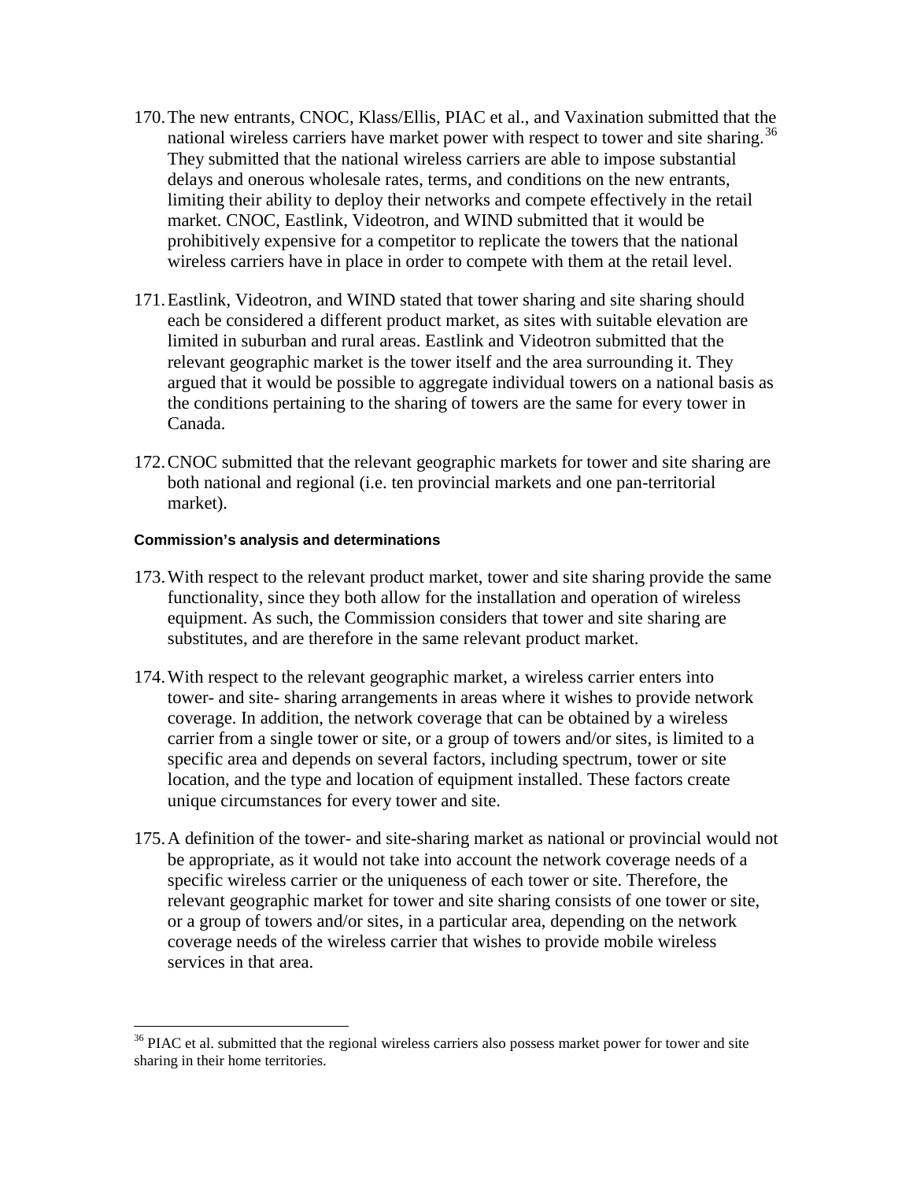170. The new entrants, CNOC, Klass/Ellis, PIAC et al., and Vaxination submitted that the national wireless carriers have market power with respect to tower and site sharing.[36] They submitted that the national wireless carriers are able to impose substantial delays and onerous wholesale rates, terms, and conditions on the new entrants, limiting their ability to deploy their networks and compete effectively in the retail market. CNOC, Eastlink, Videotron, and WIND submitted that it would be prohibitively expensive for a competitor to replicate the towers that the national wireless carriers have in place in order to compete with them at the retail level.

171. Eastlink, Videotron, and WIND stated that tower sharing and site sharing should each be considered a different product market, as sites with suitable elevation are limited in suburban and rural areas. Eastlink and Videotron submitted that the relevant geographic market is the tower itself and the area surrounding it. They argued that it would be possible to aggregate individual towers on a national basis as the conditions pertaining to the sharing of towers are the same for every tower in Canada.

172. CNOC submitted that the relevant geographic markets for tower and site sharing are both national and regional (i.e. ten provincial markets and one pan-territorial market).

#### Commission's analysis and determinations

173. With respect to the relevant product market, tower and site sharing provide the same functionality, since they both allow for the installation and operation of wireless equipment. As such, the Commission considers that tower and site sharing are substitutes, and are therefore in the same relevant product market.

174. With respect to the relevant geographic market, a wireless carrier enters into tower- and site- sharing arrangements in areas where it wishes to provide network coverage. In addition, the network coverage that can be obtained by a wireless carrier from a single tower or site, or a group of towers and/or sites, is limited to a specific area and depends on several factors, including spectrum, tower or site location, and the type and location of equipment installed. These factors create unique circumstances for every tower and site.

175. A definition of the tower- and site-sharing market as national or provincial would not be appropriate, as it would not take into account the network coverage needs of a specific wireless carrier or the uniqueness of each tower or site. Therefore, the relevant geographic market for tower and site sharing consists of one tower or site, or a group of towers and/or sites, in a particular area, depending on the network coverage needs of the wireless carrier that wishes to provide mobile wireless services in that area.

---

[36] PIAC et al. submitted that the regional wireless carriers also possess market power for tower and site sharing in their home territories.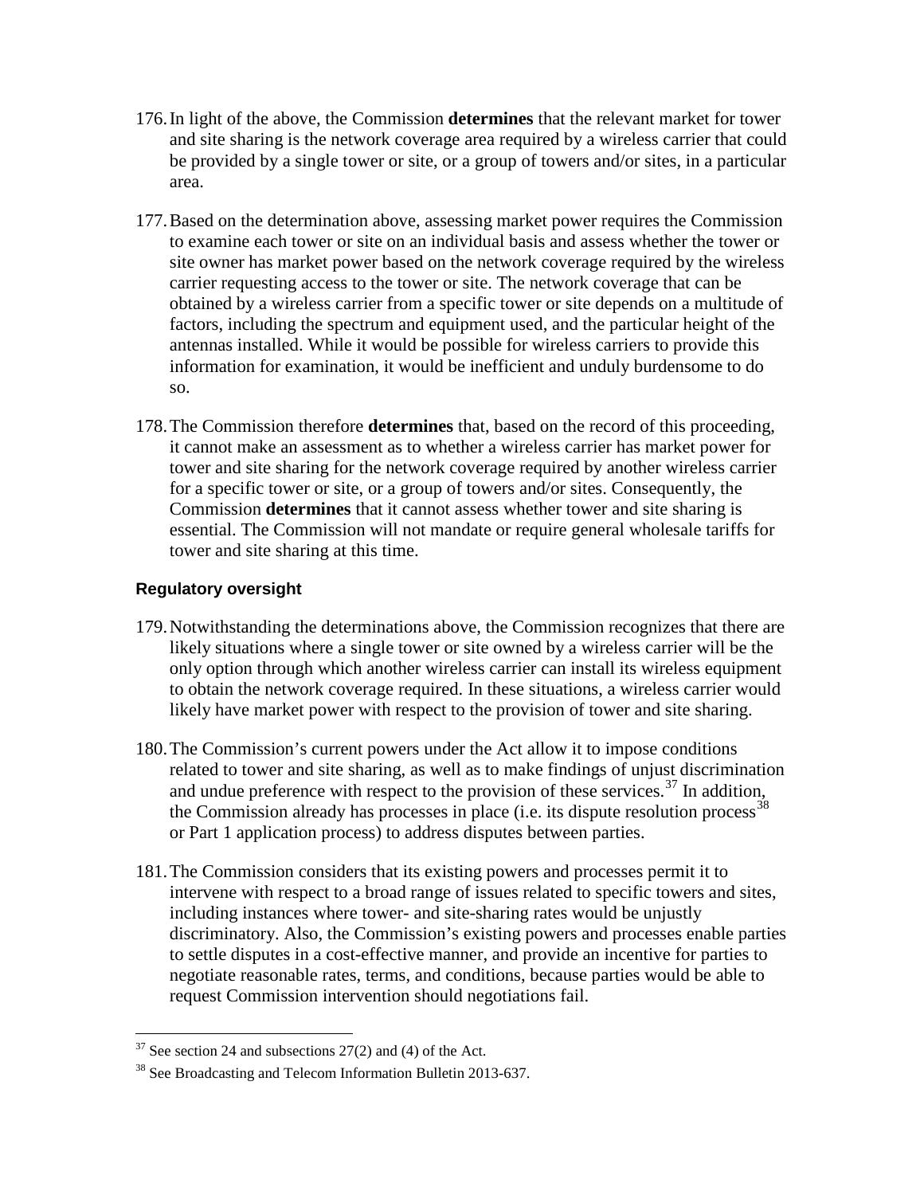176. In light of the above, the Commission **determines** that the relevant market for tower and site sharing is the network coverage area required by a wireless carrier that could be provided by a single tower or site, or a group of towers and/or sites, in a particular area.

177. Based on the determination above, assessing market power requires the Commission to examine each tower or site on an individual basis and assess whether the tower or site owner has market power based on the network coverage required by the wireless carrier requesting access to the tower or site. The network coverage that can be obtained by a wireless carrier from a specific tower or site depends on a multitude of factors, including the spectrum and equipment used, and the particular height of the antennas installed. While it would be possible for wireless carriers to provide this information for examination, it would be inefficient and unduly burdensome to do so.

178. The Commission therefore **determines** that, based on the record of this proceeding, it cannot make an assessment as to whether a wireless carrier has market power for tower and site sharing for the network coverage required by another wireless carrier for a specific tower or site, or a group of towers and/or sites. Consequently, the Commission **determines** that it cannot assess whether tower and site sharing is essential. The Commission will not mandate or require general wholesale tariffs for tower and site sharing at this time.

### Regulatory oversight

179. Notwithstanding the determinations above, the Commission recognizes that there are likely situations where a single tower or site owned by a wireless carrier will be the only option through which another wireless carrier can install its wireless equipment to obtain the network coverage required. In these situations, a wireless carrier would likely have market power with respect to the provision of tower and site sharing.

180. The Commission's current powers under the Act allow it to impose conditions related to tower and site sharing, as well as to make findings of unjust discrimination and undue preference with respect to the provision of these services.[37] In addition, the Commission already has processes in place (i.e. its dispute resolution process[38] or Part 1 application process) to address disputes between parties.

181. The Commission considers that its existing powers and processes permit it to intervene with respect to a broad range of issues related to specific towers and sites, including instances where tower- and site-sharing rates would be unjustly discriminatory. Also, the Commission's existing powers and processes enable parties to settle disputes in a cost-effective manner, and provide an incentive for parties to negotiate reasonable rates, terms, and conditions, because parties would be able to request Commission intervention should negotiations fail.

---

[37] See section 24 and subsections 27(2) and (4) of the Act.

[38] See Broadcasting and Telecom Information Bulletin 2013-637.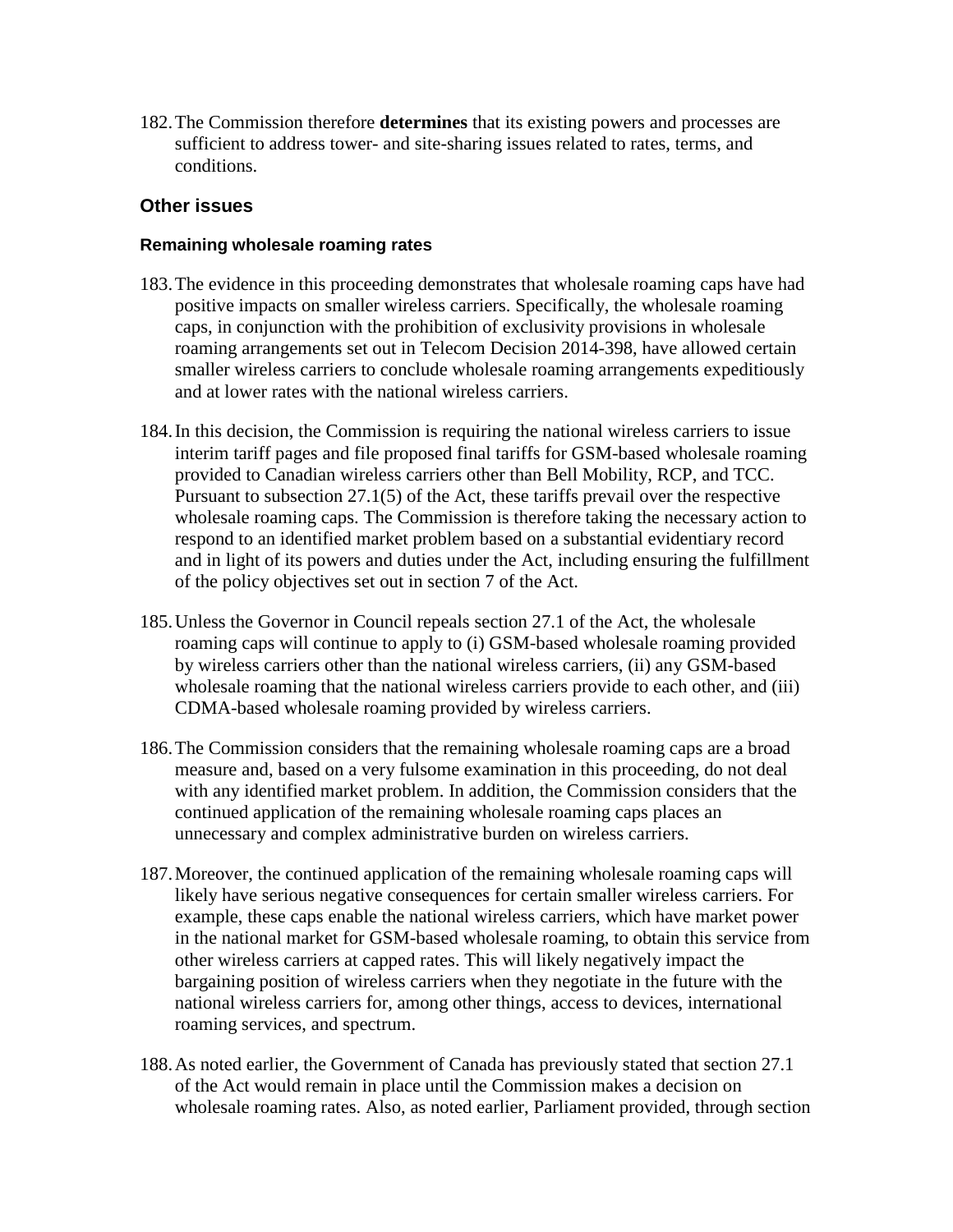182. The Commission therefore **determines** that its existing powers and processes are sufficient to address tower- and site-sharing issues related to rates, terms, and conditions.

## Other issues

### Remaining wholesale roaming rates

183. The evidence in this proceeding demonstrates that wholesale roaming caps have had positive impacts on smaller wireless carriers. Specifically, the wholesale roaming caps, in conjunction with the prohibition of exclusivity provisions in wholesale roaming arrangements set out in Telecom Decision 2014-398, have allowed certain smaller wireless carriers to conclude wholesale roaming arrangements expeditiously and at lower rates with the national wireless carriers.

184. In this decision, the Commission is requiring the national wireless carriers to issue interim tariff pages and file proposed final tariffs for GSM-based wholesale roaming provided to Canadian wireless carriers other than Bell Mobility, RCP, and TCC. Pursuant to subsection 27.1(5) of the Act, these tariffs prevail over the respective wholesale roaming caps. The Commission is therefore taking the necessary action to respond to an identified market problem based on a substantial evidentiary record and in light of its powers and duties under the Act, including ensuring the fulfillment of the policy objectives set out in section 7 of the Act.

185. Unless the Governor in Council repeals section 27.1 of the Act, the wholesale roaming caps will continue to apply to (i) GSM-based wholesale roaming provided by wireless carriers other than the national wireless carriers, (ii) any GSM-based wholesale roaming that the national wireless carriers provide to each other, and (iii) CDMA-based wholesale roaming provided by wireless carriers.

186. The Commission considers that the remaining wholesale roaming caps are a broad measure and, based on a very fulsome examination in this proceeding, do not deal with any identified market problem. In addition, the Commission considers that the continued application of the remaining wholesale roaming caps places an unnecessary and complex administrative burden on wireless carriers.

187. Moreover, the continued application of the remaining wholesale roaming caps will likely have serious negative consequences for certain smaller wireless carriers. For example, these caps enable the national wireless carriers, which have market power in the national market for GSM-based wholesale roaming, to obtain this service from other wireless carriers at capped rates. This will likely negatively impact the bargaining position of wireless carriers when they negotiate in the future with the national wireless carriers for, among other things, access to devices, international roaming services, and spectrum.

188. As noted earlier, the Government of Canada has previously stated that section 27.1 of the Act would remain in place until the Commission makes a decision on wholesale roaming rates. Also, as noted earlier, Parliament provided, through section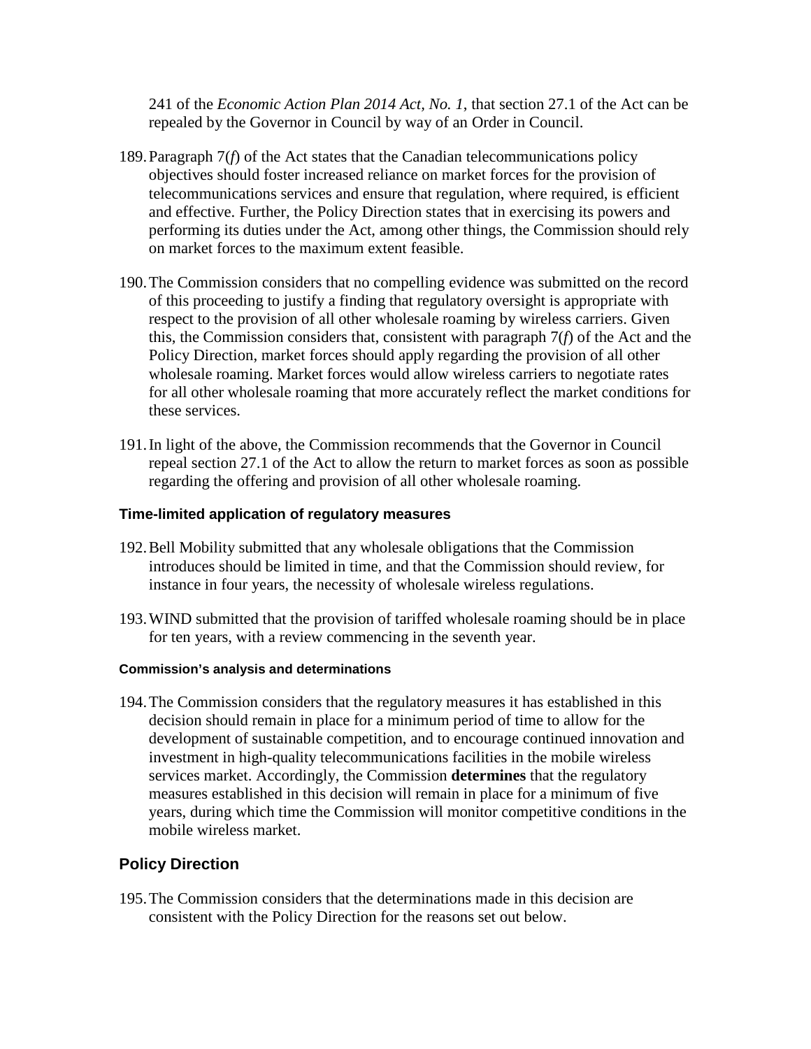241 of the *Economic Action Plan 2014 Act, No. 1*, that section 27.1 of the Act can be repealed by the Governor in Council by way of an Order in Council.

189. Paragraph 7(*f*) of the Act states that the Canadian telecommunications policy objectives should foster increased reliance on market forces for the provision of telecommunications services and ensure that regulation, where required, is efficient and effective. Further, the Policy Direction states that in exercising its powers and performing its duties under the Act, among other things, the Commission should rely on market forces to the maximum extent feasible.

190. The Commission considers that no compelling evidence was submitted on the record of this proceeding to justify a finding that regulatory oversight is appropriate with respect to the provision of all other wholesale roaming by wireless carriers. Given this, the Commission considers that, consistent with paragraph 7(*f*) of the Act and the Policy Direction, market forces should apply regarding the provision of all other wholesale roaming. Market forces would allow wireless carriers to negotiate rates for all other wholesale roaming that more accurately reflect the market conditions for these services.

191. In light of the above, the Commission recommends that the Governor in Council repeal section 27.1 of the Act to allow the return to market forces as soon as possible regarding the offering and provision of all other wholesale roaming.

### Time-limited application of regulatory measures

192. Bell Mobility submitted that any wholesale obligations that the Commission introduces should be limited in time, and that the Commission should review, for instance in four years, the necessity of wholesale wireless regulations.

193. WIND submitted that the provision of tariffed wholesale roaming should be in place for ten years, with a review commencing in the seventh year.

#### Commission's analysis and determinations

194. The Commission considers that the regulatory measures it has established in this decision should remain in place for a minimum period of time to allow for the development of sustainable competition, and to encourage continued innovation and investment in high-quality telecommunications facilities in the mobile wireless services market. Accordingly, the Commission **determines** that the regulatory measures established in this decision will remain in place for a minimum of five years, during which time the Commission will monitor competitive conditions in the mobile wireless market.

## Policy Direction

195. The Commission considers that the determinations made in this decision are consistent with the Policy Direction for the reasons set out below.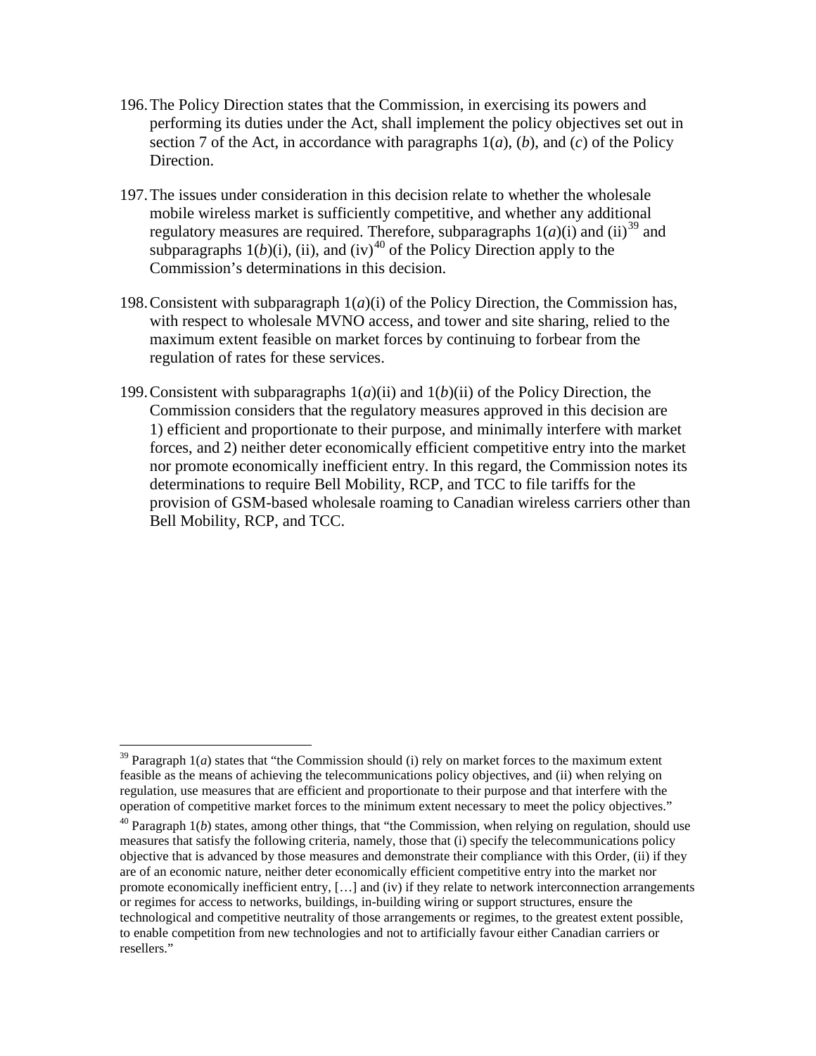196. The Policy Direction states that the Commission, in exercising its powers and performing its duties under the Act, shall implement the policy objectives set out in section 7 of the Act, in accordance with paragraphs 1(*a*), (*b*), and (*c*) of the Policy Direction.

197. The issues under consideration in this decision relate to whether the wholesale mobile wireless market is sufficiently competitive, and whether any additional regulatory measures are required. Therefore, subparagraphs 1(*a*)(i) and (ii)[39] and subparagraphs 1(*b*)(i), (ii), and (iv)[40] of the Policy Direction apply to the Commission's determinations in this decision.

198. Consistent with subparagraph 1(*a*)(i) of the Policy Direction, the Commission has, with respect to wholesale MVNO access, and tower and site sharing, relied to the maximum extent feasible on market forces by continuing to forbear from the regulation of rates for these services.

199. Consistent with subparagraphs 1(*a*)(ii) and 1(*b*)(ii) of the Policy Direction, the Commission considers that the regulatory measures approved in this decision are 1) efficient and proportionate to their purpose, and minimally interfere with market forces, and 2) neither deter economically efficient competitive entry into the market nor promote economically inefficient entry. In this regard, the Commission notes its determinations to require Bell Mobility, RCP, and TCC to file tariffs for the provision of GSM-based wholesale roaming to Canadian wireless carriers other than Bell Mobility, RCP, and TCC.

---

[39] Paragraph 1(*a*) states that "the Commission should (i) rely on market forces to the maximum extent feasible as the means of achieving the telecommunications policy objectives, and (ii) when relying on regulation, use measures that are efficient and proportionate to their purpose and that interfere with the operation of competitive market forces to the minimum extent necessary to meet the policy objectives."

[40] Paragraph 1(*b*) states, among other things, that "the Commission, when relying on regulation, should use measures that satisfy the following criteria, namely, those that (i) specify the telecommunications policy objective that is advanced by those measures and demonstrate their compliance with this Order, (ii) if they are of an economic nature, neither deter economically efficient competitive entry into the market nor promote economically inefficient entry, […] and (iv) if they relate to network interconnection arrangements or regimes for access to networks, buildings, in-building wiring or support structures, ensure the technological and competitive neutrality of those arrangements or regimes, to the greatest extent possible, to enable competition from new technologies and not to artificially favour either Canadian carriers or resellers."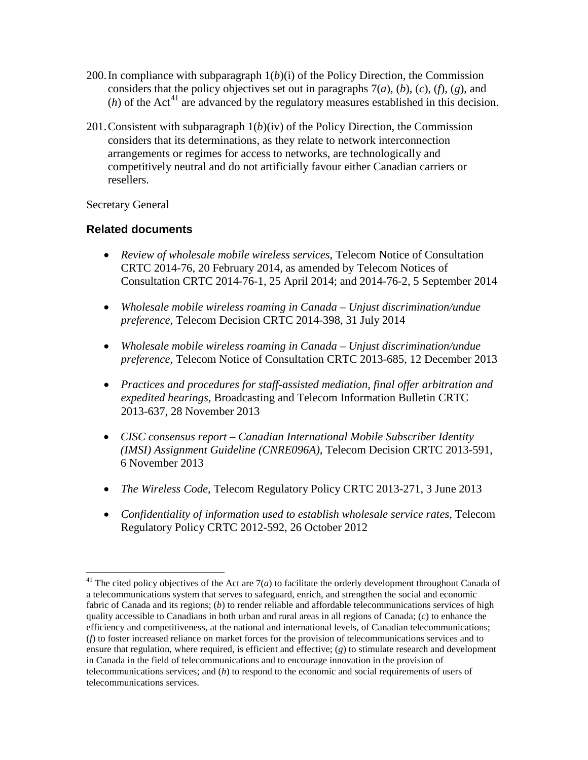200. In compliance with subparagraph 1(*b*)(i) of the Policy Direction, the Commission considers that the policy objectives set out in paragraphs 7(*a*), (*b*), (*c*), (*f*), (*g*), and (*h*) of the Act[41] are advanced by the regulatory measures established in this decision.

201. Consistent with subparagraph 1(*b*)(iv) of the Policy Direction, the Commission considers that its determinations, as they relate to network interconnection arrangements or regimes for access to networks, are technologically and competitively neutral and do not artificially favour either Canadian carriers or resellers.

Secretary General

## Related documents

- *Review of wholesale mobile wireless services*, Telecom Notice of Consultation CRTC 2014-76, 20 February 2014, as amended by Telecom Notices of Consultation CRTC 2014-76-1, 25 April 2014; and 2014-76-2, 5 September 2014
- *Wholesale mobile wireless roaming in Canada – Unjust discrimination/undue preference*, Telecom Decision CRTC 2014-398, 31 July 2014
- *Wholesale mobile wireless roaming in Canada – Unjust discrimination/undue preference*, Telecom Notice of Consultation CRTC 2013-685, 12 December 2013
- *Practices and procedures for staff-assisted mediation, final offer arbitration and expedited hearings*, Broadcasting and Telecom Information Bulletin CRTC 2013-637, 28 November 2013
- *CISC consensus report – Canadian International Mobile Subscriber Identity (IMSI) Assignment Guideline (CNRE096A)*, Telecom Decision CRTC 2013-591, 6 November 2013
- *The Wireless Code*, Telecom Regulatory Policy CRTC 2013-271, 3 June 2013
- *Confidentiality of information used to establish wholesale service rates*, Telecom Regulatory Policy CRTC 2012-592, 26 October 2012

---

[41] The cited policy objectives of the Act are 7(*a*) to facilitate the orderly development throughout Canada of a telecommunications system that serves to safeguard, enrich, and strengthen the social and economic fabric of Canada and its regions; (*b*) to render reliable and affordable telecommunications services of high quality accessible to Canadians in both urban and rural areas in all regions of Canada; (*c*) to enhance the efficiency and competitiveness, at the national and international levels, of Canadian telecommunications; (*f*) to foster increased reliance on market forces for the provision of telecommunications services and to ensure that regulation, where required, is efficient and effective; (*g*) to stimulate research and development in Canada in the field of telecommunications and to encourage innovation in the provision of telecommunications services; and (*h*) to respond to the economic and social requirements of users of telecommunications services.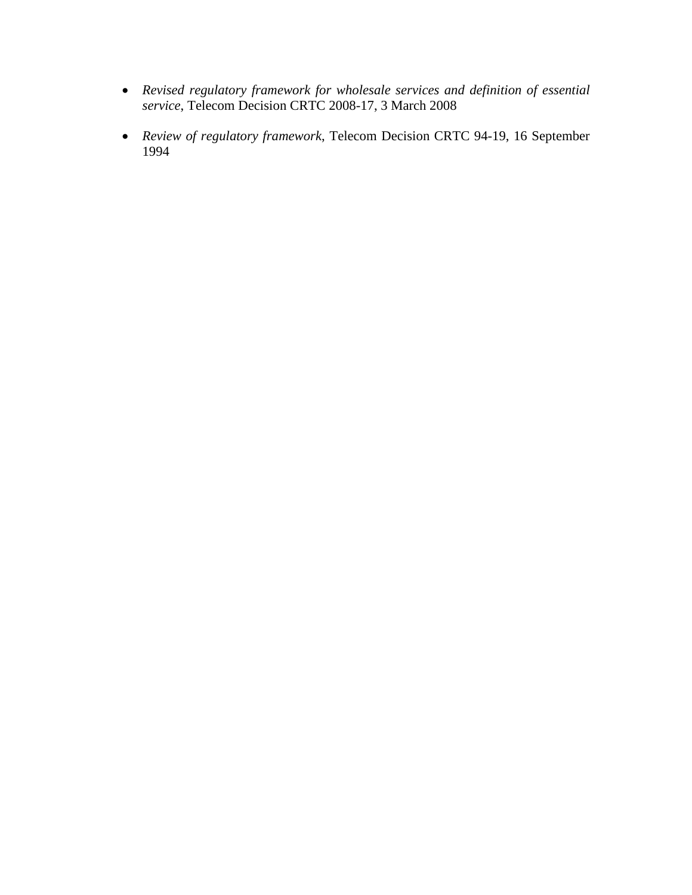- *Revised regulatory framework for wholesale services and definition of essential service*, Telecom Decision CRTC 2008-17, 3 March 2008

- *Review of regulatory framework*, Telecom Decision CRTC 94-19, 16 September 1994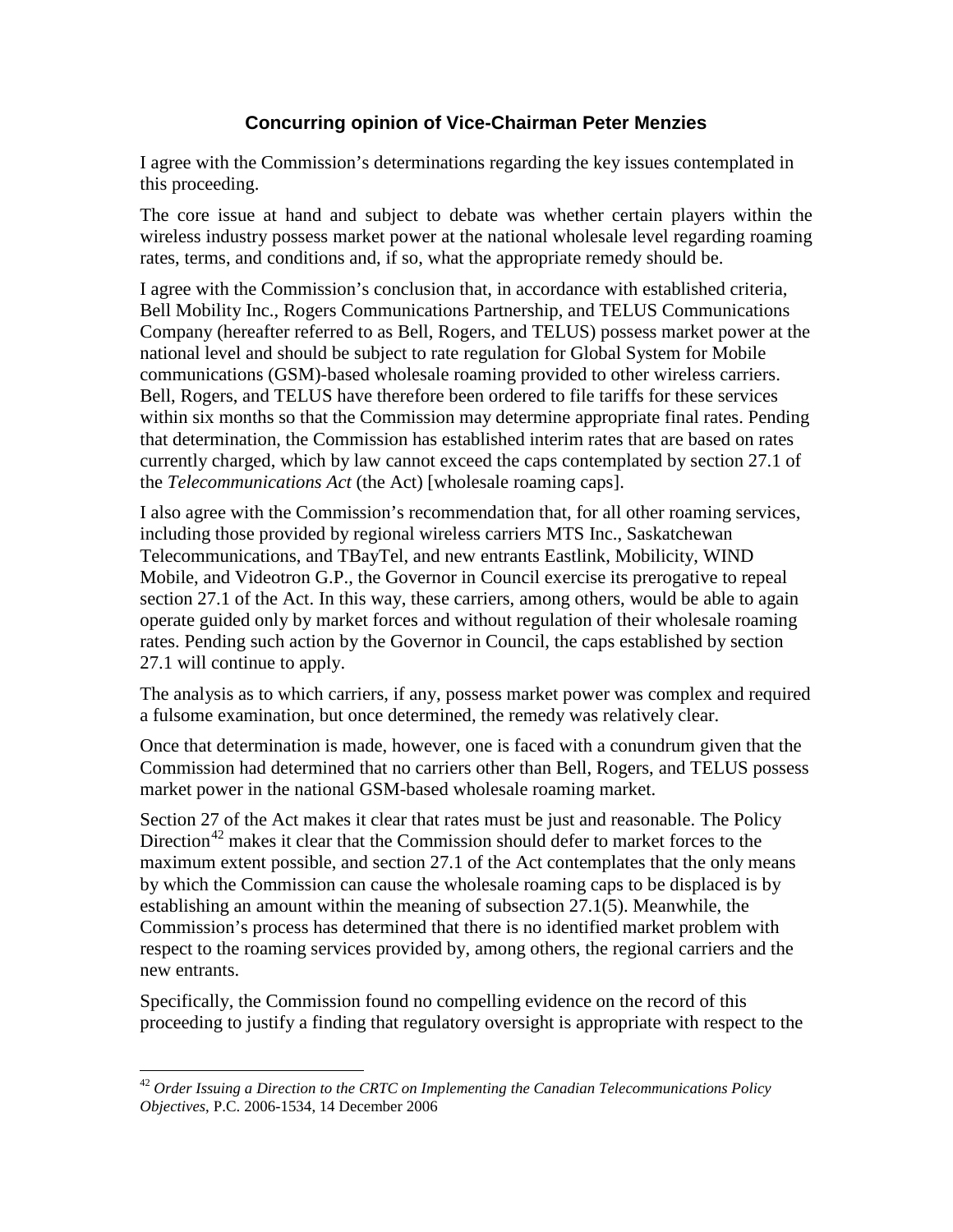### Concurring opinion of Vice-Chairman Peter Menzies

I agree with the Commission's determinations regarding the key issues contemplated in this proceeding.

The core issue at hand and subject to debate was whether certain players within the wireless industry possess market power at the national wholesale level regarding roaming rates, terms, and conditions and, if so, what the appropriate remedy should be.

I agree with the Commission's conclusion that, in accordance with established criteria, Bell Mobility Inc., Rogers Communications Partnership, and TELUS Communications Company (hereafter referred to as Bell, Rogers, and TELUS) possess market power at the national level and should be subject to rate regulation for Global System for Mobile communications (GSM)-based wholesale roaming provided to other wireless carriers. Bell, Rogers, and TELUS have therefore been ordered to file tariffs for these services within six months so that the Commission may determine appropriate final rates. Pending that determination, the Commission has established interim rates that are based on rates currently charged, which by law cannot exceed the caps contemplated by section 27.1 of the *Telecommunications Act* (the Act) [wholesale roaming caps].

I also agree with the Commission's recommendation that, for all other roaming services, including those provided by regional wireless carriers MTS Inc., Saskatchewan Telecommunications, and TBayTel, and new entrants Eastlink, Mobilicity, WIND Mobile, and Videotron G.P., the Governor in Council exercise its prerogative to repeal section 27.1 of the Act. In this way, these carriers, among others, would be able to again operate guided only by market forces and without regulation of their wholesale roaming rates. Pending such action by the Governor in Council, the caps established by section 27.1 will continue to apply.

The analysis as to which carriers, if any, possess market power was complex and required a fulsome examination, but once determined, the remedy was relatively clear.

Once that determination is made, however, one is faced with a conundrum given that the Commission had determined that no carriers other than Bell, Rogers, and TELUS possess market power in the national GSM-based wholesale roaming market.

Section 27 of the Act makes it clear that rates must be just and reasonable. The Policy Direction[42] makes it clear that the Commission should defer to market forces to the maximum extent possible, and section 27.1 of the Act contemplates that the only means by which the Commission can cause the wholesale roaming caps to be displaced is by establishing an amount within the meaning of subsection 27.1(5). Meanwhile, the Commission's process has determined that there is no identified market problem with respect to the roaming services provided by, among others, the regional carriers and the new entrants.

Specifically, the Commission found no compelling evidence on the record of this proceeding to justify a finding that regulatory oversight is appropriate with respect to the

---

[42] *Order Issuing a Direction to the CRTC on Implementing the Canadian Telecommunications Policy Objectives*, P.C. 2006-1534, 14 December 2006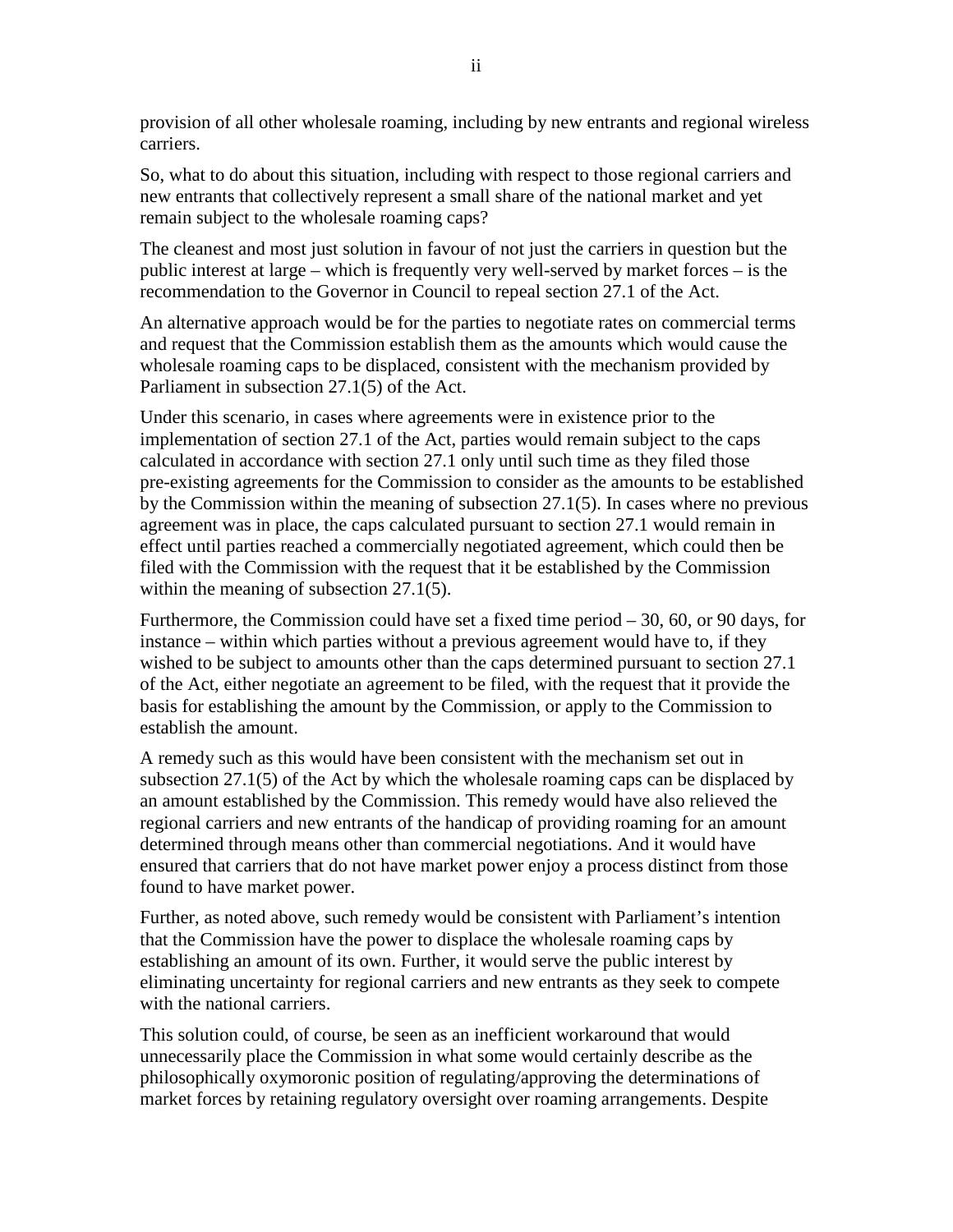provision of all other wholesale roaming, including by new entrants and regional wireless carriers.

So, what to do about this situation, including with respect to those regional carriers and new entrants that collectively represent a small share of the national market and yet remain subject to the wholesale roaming caps?

The cleanest and most just solution in favour of not just the carriers in question but the public interest at large – which is frequently very well-served by market forces – is the recommendation to the Governor in Council to repeal section 27.1 of the Act.

An alternative approach would be for the parties to negotiate rates on commercial terms and request that the Commission establish them as the amounts which would cause the wholesale roaming caps to be displaced, consistent with the mechanism provided by Parliament in subsection 27.1(5) of the Act.

Under this scenario, in cases where agreements were in existence prior to the implementation of section 27.1 of the Act, parties would remain subject to the caps calculated in accordance with section 27.1 only until such time as they filed those pre-existing agreements for the Commission to consider as the amounts to be established by the Commission within the meaning of subsection 27.1(5). In cases where no previous agreement was in place, the caps calculated pursuant to section 27.1 would remain in effect until parties reached a commercially negotiated agreement, which could then be filed with the Commission with the request that it be established by the Commission within the meaning of subsection 27.1(5).

Furthermore, the Commission could have set a fixed time period – 30, 60, or 90 days, for instance – within which parties without a previous agreement would have to, if they wished to be subject to amounts other than the caps determined pursuant to section 27.1 of the Act, either negotiate an agreement to be filed, with the request that it provide the basis for establishing the amount by the Commission, or apply to the Commission to establish the amount.

A remedy such as this would have been consistent with the mechanism set out in subsection 27.1(5) of the Act by which the wholesale roaming caps can be displaced by an amount established by the Commission. This remedy would have also relieved the regional carriers and new entrants of the handicap of providing roaming for an amount determined through means other than commercial negotiations. And it would have ensured that carriers that do not have market power enjoy a process distinct from those found to have market power.

Further, as noted above, such remedy would be consistent with Parliament's intention that the Commission have the power to displace the wholesale roaming caps by establishing an amount of its own. Further, it would serve the public interest by eliminating uncertainty for regional carriers and new entrants as they seek to compete with the national carriers.

This solution could, of course, be seen as an inefficient workaround that would unnecessarily place the Commission in what some would certainly describe as the philosophically oxymoronic position of regulating/approving the determinations of market forces by retaining regulatory oversight over roaming arrangements. Despite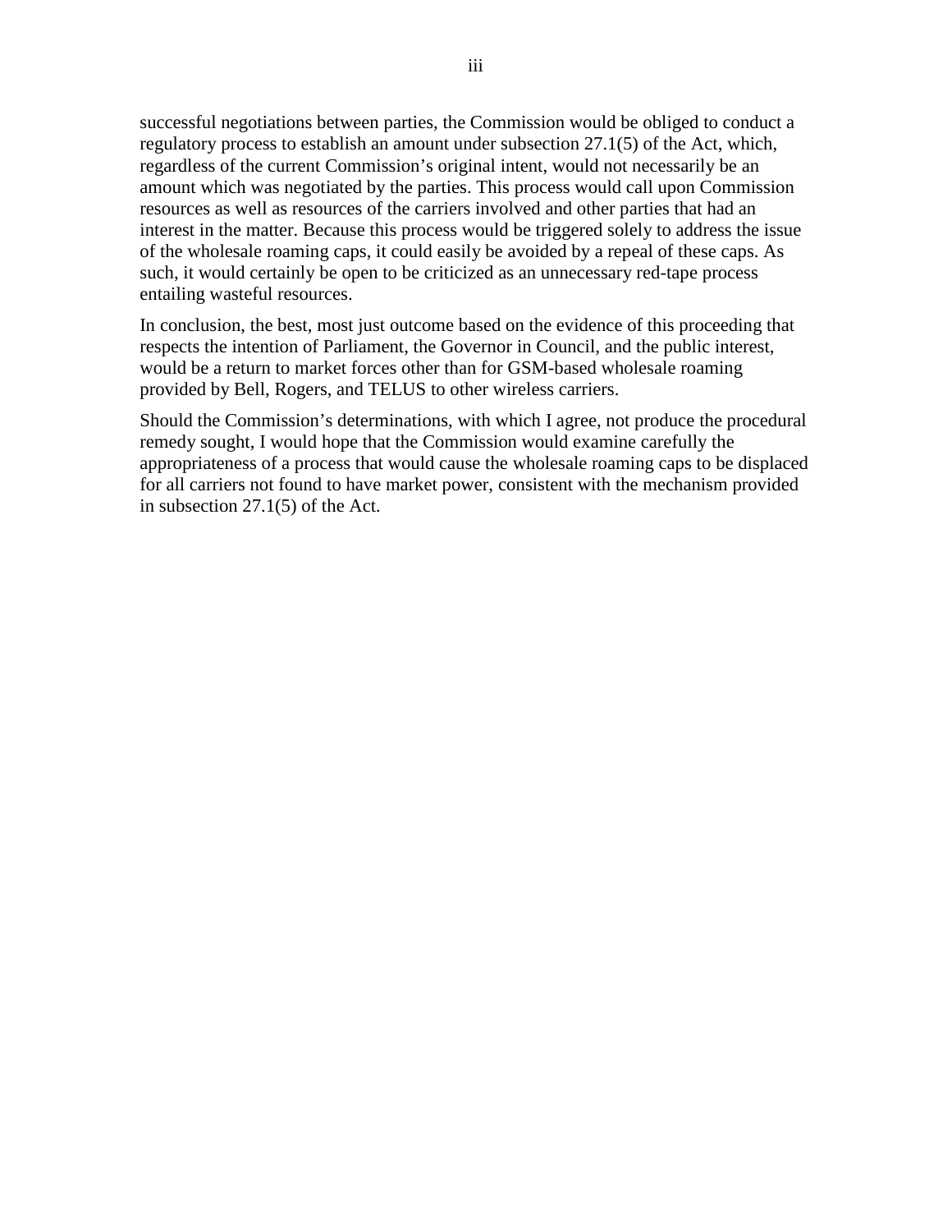successful negotiations between parties, the Commission would be obliged to conduct a regulatory process to establish an amount under subsection 27.1(5) of the Act, which, regardless of the current Commission's original intent, would not necessarily be an amount which was negotiated by the parties. This process would call upon Commission resources as well as resources of the carriers involved and other parties that had an interest in the matter. Because this process would be triggered solely to address the issue of the wholesale roaming caps, it could easily be avoided by a repeal of these caps. As such, it would certainly be open to be criticized as an unnecessary red-tape process entailing wasteful resources.

In conclusion, the best, most just outcome based on the evidence of this proceeding that respects the intention of Parliament, the Governor in Council, and the public interest, would be a return to market forces other than for GSM-based wholesale roaming provided by Bell, Rogers, and TELUS to other wireless carriers.

Should the Commission's determinations, with which I agree, not produce the procedural remedy sought, I would hope that the Commission would examine carefully the appropriateness of a process that would cause the wholesale roaming caps to be displaced for all carriers not found to have market power, consistent with the mechanism provided in subsection 27.1(5) of the Act.